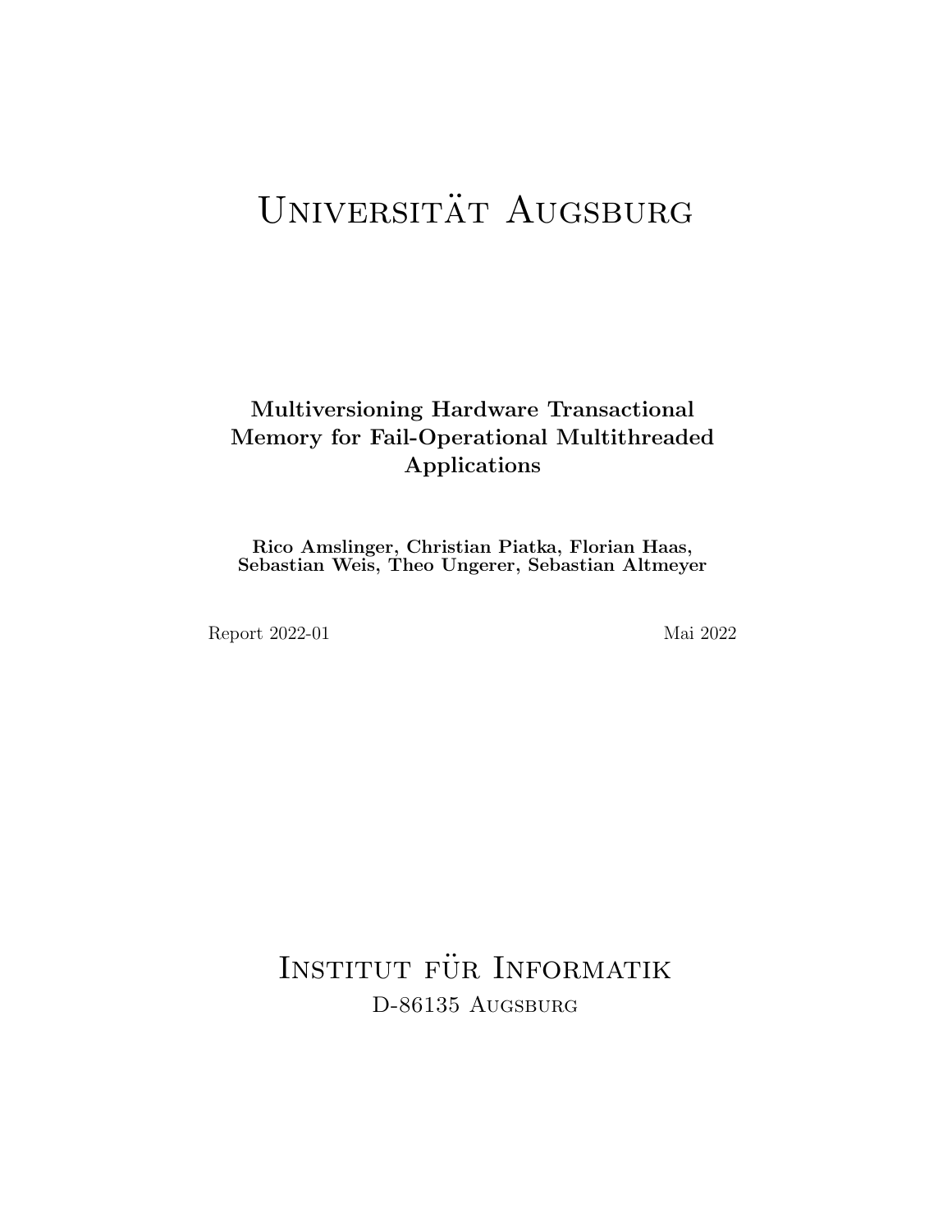# Universität Augsburg

## Multiversioning Hardware Transactional Memory for Fail-Operational Multithreaded Applications

**Rico Amslinger, Christian Piatka, Florian Haas, Sebastian Weis, Theo Ungerer, Sebastian Altmeyer**

Report 2022-01

Mai 2022

Institut für Informatik

D-86135 Augsburg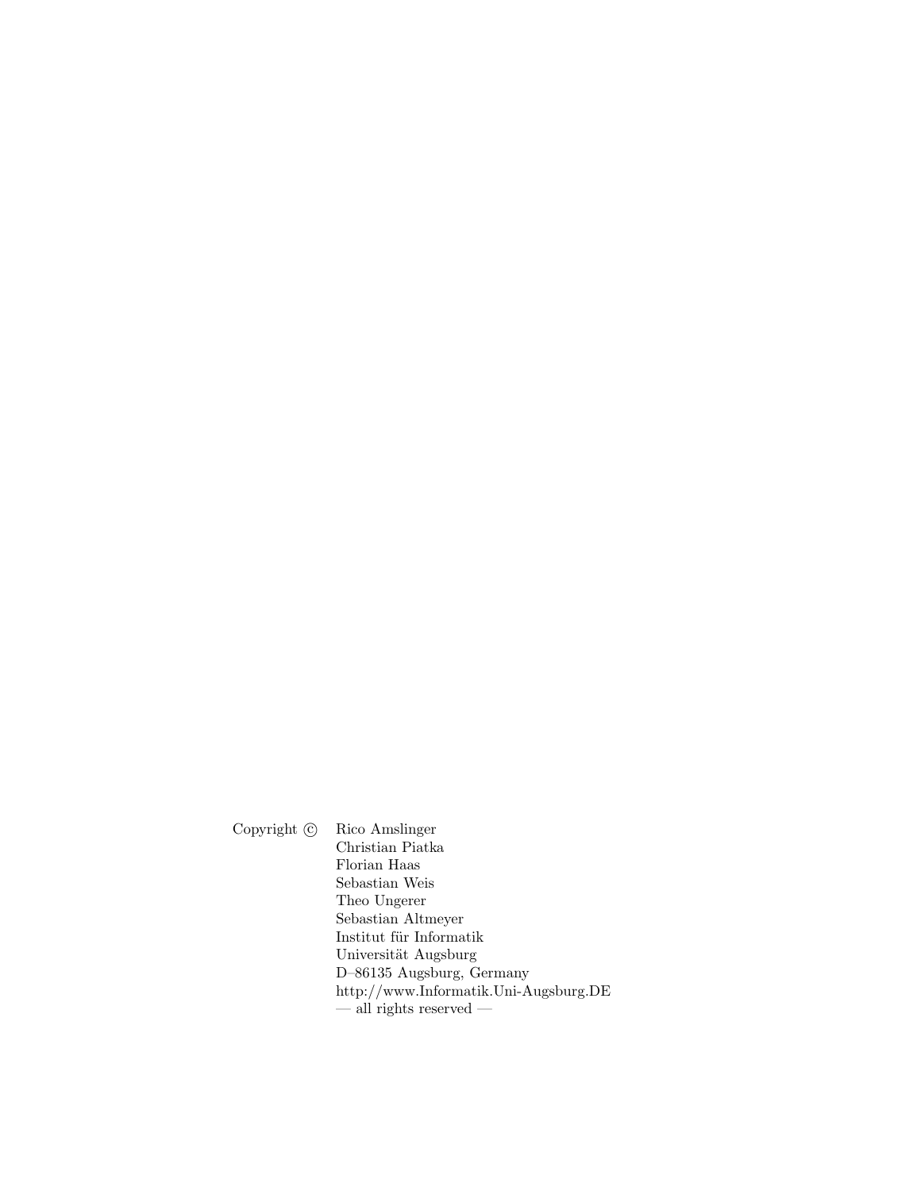Copyright © Rico Amslinger
Christian Piatka
Florian Haas
Sebastian Weis
Theo Ungerer
Sebastian Altmeyer
Institut für Informatik
Universität Augsburg
D–86135 Augsburg, Germany
http://www.Informatik.Uni-Augsburg.DE
— all rights reserved —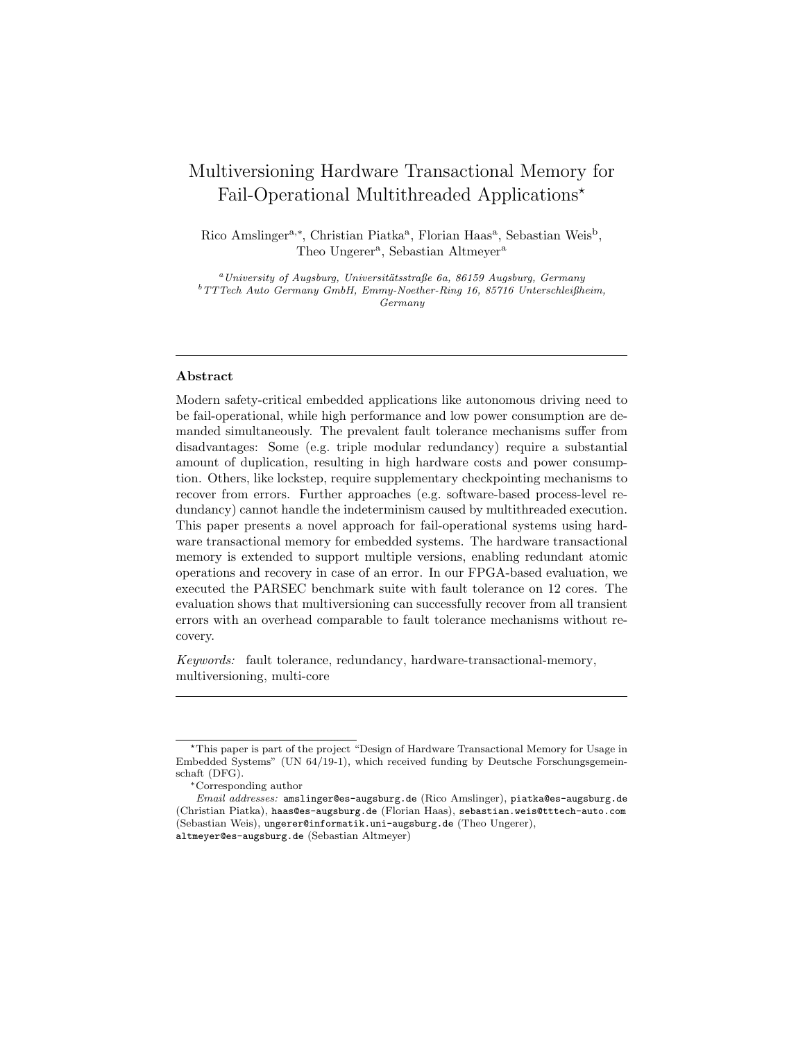# Multiversioning Hardware Transactional Memory for Fail-Operational Multithreaded Applications[⋆]

Rico Amslinger[a,∗], Christian Piatka[a], Florian Haas[a], Sebastian Weis[b], Theo Ungerer[a], Sebastian Altmeyer[a]

[a] *University of Augsburg, Universitätsstraße 6a, 86159 Augsburg, Germany*
[b] *TTTech Auto Germany GmbH, Emmy-Noether-Ring 16, 85716 Unterschleißheim, Germany*

---

## Abstract

Modern safety-critical embedded applications like autonomous driving need to be fail-operational, while high performance and low power consumption are demanded simultaneously. The prevalent fault tolerance mechanisms suffer from disadvantages: Some (e.g. triple modular redundancy) require a substantial amount of duplication, resulting in high hardware costs and power consumption. Others, like lockstep, require supplementary checkpointing mechanisms to recover from errors. Further approaches (e.g. software-based process-level redundancy) cannot handle the indeterminism caused by multithreaded execution. This paper presents a novel approach for fail-operational systems using hardware transactional memory for embedded systems. The hardware transactional memory is extended to support multiple versions, enabling redundant atomic operations and recovery in case of an error. In our FPGA-based evaluation, we executed the PARSEC benchmark suite with fault tolerance on 12 cores. The evaluation shows that multiversioning can successfully recover from all transient errors with an overhead comparable to fault tolerance mechanisms without recovery.

*Keywords:* fault tolerance, redundancy, hardware-transactional-memory, multiversioning, multi-core

---

[⋆] This paper is part of the project "Design of Hardware Transactional Memory for Usage in Embedded Systems" (UN 64/19-1), which received funding by Deutsche Forschungsgemeinschaft (DFG).

[∗] Corresponding author

*Email addresses:* amslinger@es-augsburg.de (Rico Amslinger), piatka@es-augsburg.de (Christian Piatka), haas@es-augsburg.de (Florian Haas), sebastian.weis@tttech-auto.com (Sebastian Weis), ungerer@informatik.uni-augsburg.de (Theo Ungerer), altmeyer@es-augsburg.de (Sebastian Altmeyer)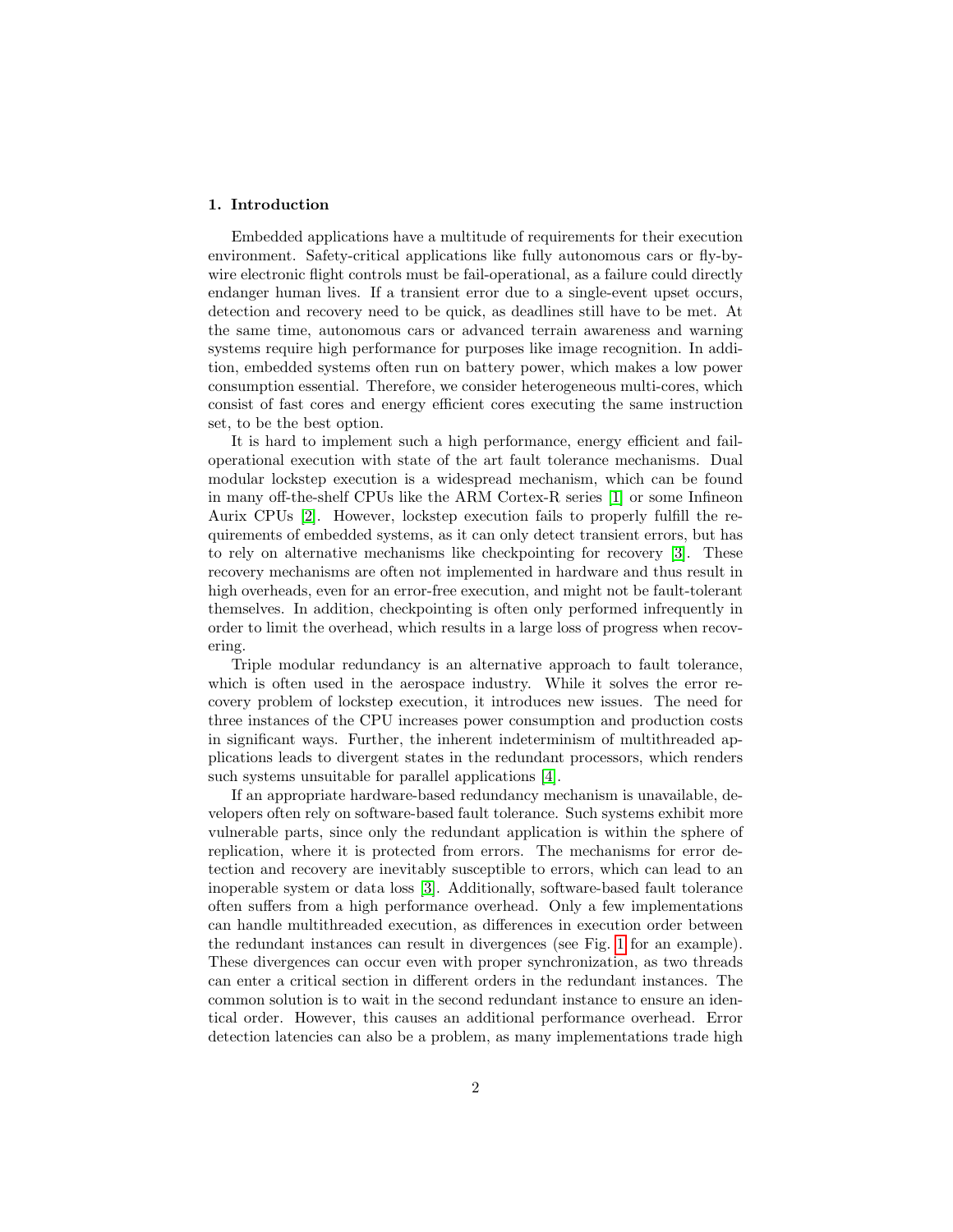## 1. Introduction

Embedded applications have a multitude of requirements for their execution environment. Safety-critical applications like fully autonomous cars or fly-by-wire electronic flight controls must be fail-operational, as a failure could directly endanger human lives. If a transient error due to a single-event upset occurs, detection and recovery need to be quick, as deadlines still have to be met. At the same time, autonomous cars or advanced terrain awareness and warning systems require high performance for purposes like image recognition. In addition, embedded systems often run on battery power, which makes a low power consumption essential. Therefore, we consider heterogeneous multi-cores, which consist of fast cores and energy efficient cores executing the same instruction set, to be the best option.

It is hard to implement such a high performance, energy efficient and fail-operational execution with state of the art fault tolerance mechanisms. Dual modular lockstep execution is a widespread mechanism, which can be found in many off-the-shelf CPUs like the ARM Cortex-R series [1] or some Infineon Aurix CPUs [2]. However, lockstep execution fails to properly fulfill the requirements of embedded systems, as it can only detect transient errors, but has to rely on alternative mechanisms like checkpointing for recovery [3]. These recovery mechanisms are often not implemented in hardware and thus result in high overheads, even for an error-free execution, and might not be fault-tolerant themselves. In addition, checkpointing is often only performed infrequently in order to limit the overhead, which results in a large loss of progress when recovering.

Triple modular redundancy is an alternative approach to fault tolerance, which is often used in the aerospace industry. While it solves the error recovery problem of lockstep execution, it introduces new issues. The need for three instances of the CPU increases power consumption and production costs in significant ways. Further, the inherent indeterminism of multithreaded applications leads to divergent states in the redundant processors, which renders such systems unsuitable for parallel applications [4].

If an appropriate hardware-based redundancy mechanism is unavailable, developers often rely on software-based fault tolerance. Such systems exhibit more vulnerable parts, since only the redundant application is within the sphere of replication, where it is protected from errors. The mechanisms for error detection and recovery are inevitably susceptible to errors, which can lead to an inoperable system or data loss [3]. Additionally, software-based fault tolerance often suffers from a high performance overhead. Only a few implementations can handle multithreaded execution, as differences in execution order between the redundant instances can result in divergences (see Fig. 1 for an example). These divergences can occur even with proper synchronization, as two threads can enter a critical section in different orders in the redundant instances. The common solution is to wait in the second redundant instance to ensure an identical order. However, this causes an additional performance overhead. Error detection latencies can also be a problem, as many implementations trade high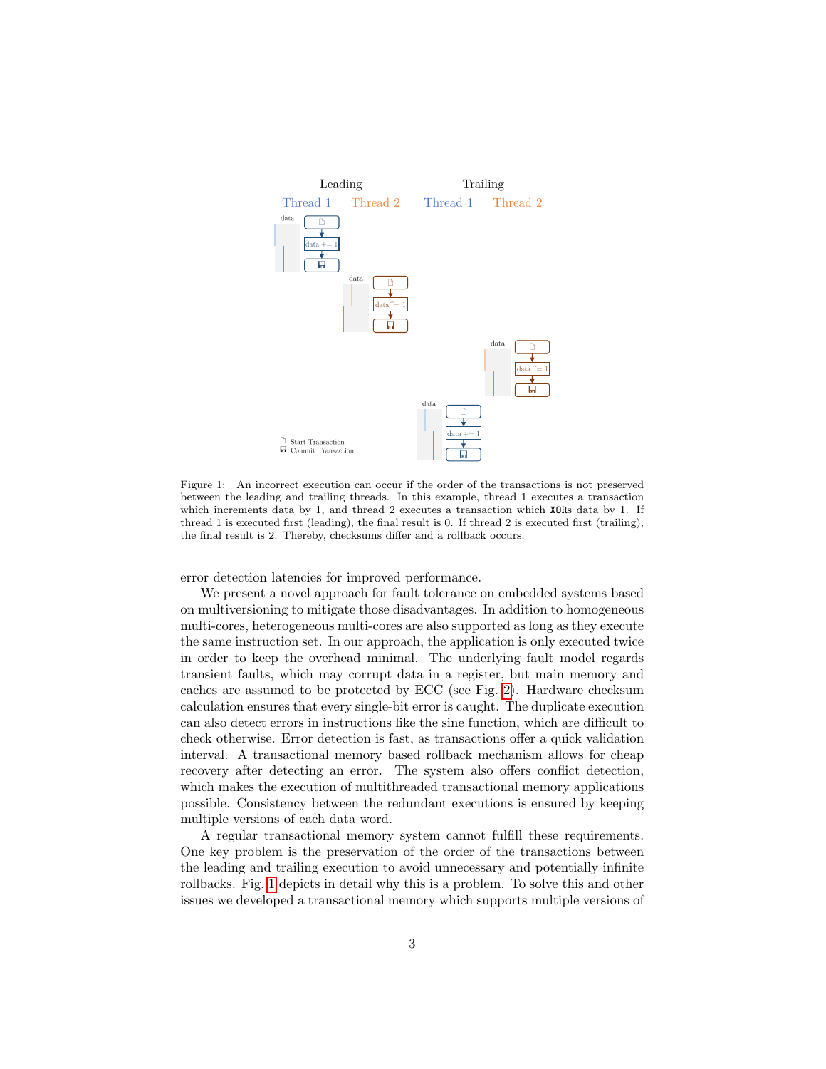Figure 1: An incorrect execution can occur if the order of the transactions is not preserved between the leading and trailing threads. In this example, thread 1 executes a transaction which increments data by 1, and thread 2 executes a transaction which XORs data by 1. If thread 1 is executed first (leading), the final result is 0. If thread 2 is executed first (trailing), the final result is 2. Thereby, checksums differ and a rollback occurs.

error detection latencies for improved performance.

We present a novel approach for fault tolerance on embedded systems based on multiversioning to mitigate those disadvantages. In addition to homogeneous multi-cores, heterogeneous multi-cores are also supported as long as they execute the same instruction set. In our approach, the application is only executed twice in order to keep the overhead minimal. The underlying fault model regards transient faults, which may corrupt data in a register, but main memory and caches are assumed to be protected by ECC (see Fig. 2). Hardware checksum calculation ensures that every single-bit error is caught. The duplicate execution can also detect errors in instructions like the sine function, which are difficult to check otherwise. Error detection is fast, as transactions offer a quick validation interval. A transactional memory based rollback mechanism allows for cheap recovery after detecting an error. The system also offers conflict detection, which makes the execution of multithreaded transactional memory applications possible. Consistency between the redundant executions is ensured by keeping multiple versions of each data word.

A regular transactional memory system cannot fulfill these requirements. One key problem is the preservation of the order of the transactions between the leading and trailing execution to avoid unnecessary and potentially infinite rollbacks. Fig. 1 depicts in detail why this is a problem. To solve this and other issues we developed a transactional memory which supports multiple versions of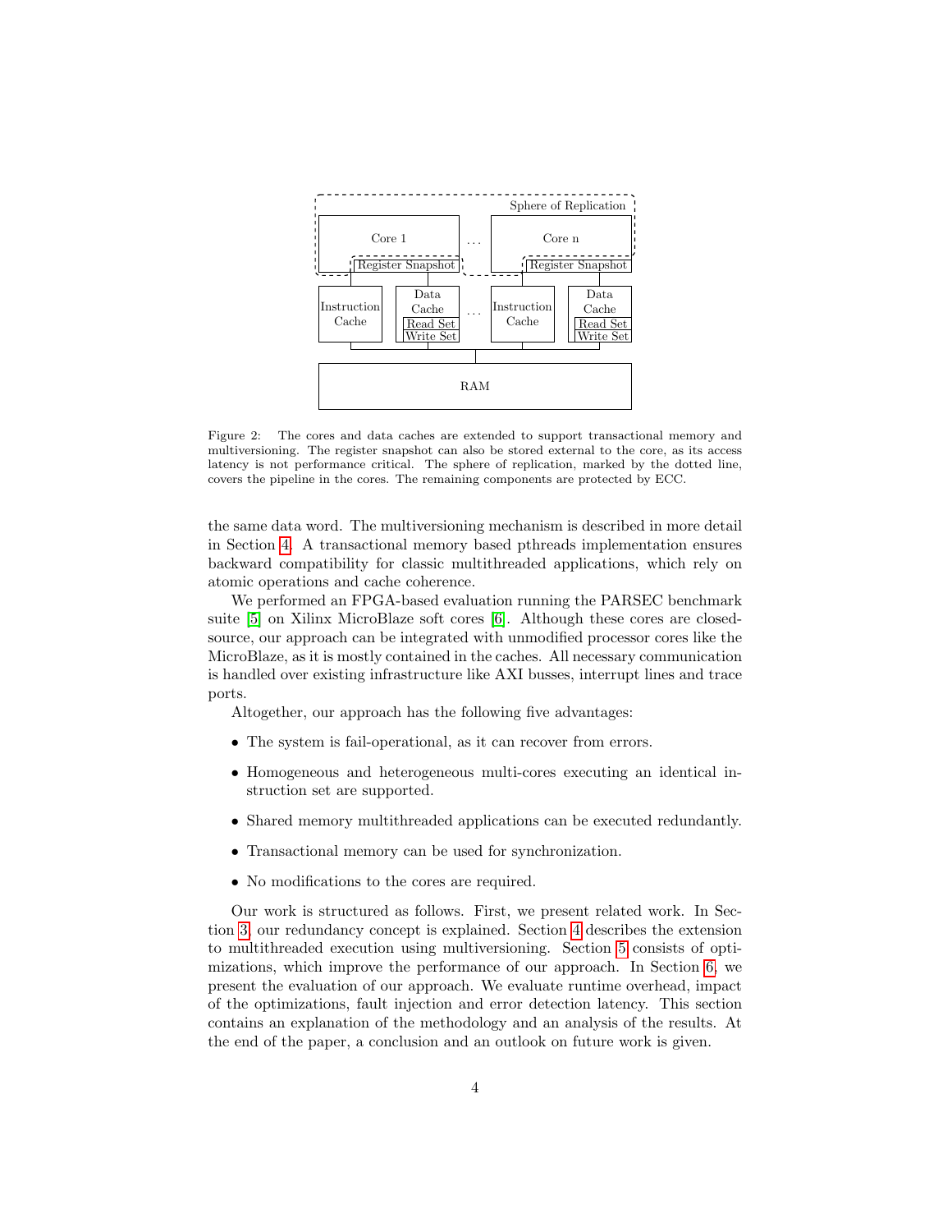Figure 2: The cores and data caches are extended to support transactional memory and multiversioning. The register snapshot can also be stored external to the core, as its access latency is not performance critical. The sphere of replication, marked by the dotted line, covers the pipeline in the cores. The remaining components are protected by ECC.

the same data word. The multiversioning mechanism is described in more detail in Section 4. A transactional memory based pthreads implementation ensures backward compatibility for classic multithreaded applications, which rely on atomic operations and cache coherence.

We performed an FPGA-based evaluation running the PARSEC benchmark suite [5] on Xilinx MicroBlaze soft cores [6]. Although these cores are closed-source, our approach can be integrated with unmodified processor cores like the MicroBlaze, as it is mostly contained in the caches. All necessary communication is handled over existing infrastructure like AXI busses, interrupt lines and trace ports.

Altogether, our approach has the following five advantages:

- The system is fail-operational, as it can recover from errors.
- Homogeneous and heterogeneous multi-cores executing an identical instruction set are supported.
- Shared memory multithreaded applications can be executed redundantly.
- Transactional memory can be used for synchronization.
- No modifications to the cores are required.

Our work is structured as follows. First, we present related work. In Section 3, our redundancy concept is explained. Section 4 describes the extension to multithreaded execution using multiversioning. Section 5 consists of optimizations, which improve the performance of our approach. In Section 6, we present the evaluation of our approach. We evaluate runtime overhead, impact of the optimizations, fault injection and error detection latency. This section contains an explanation of the methodology and an analysis of the results. At the end of the paper, a conclusion and an outlook on future work is given.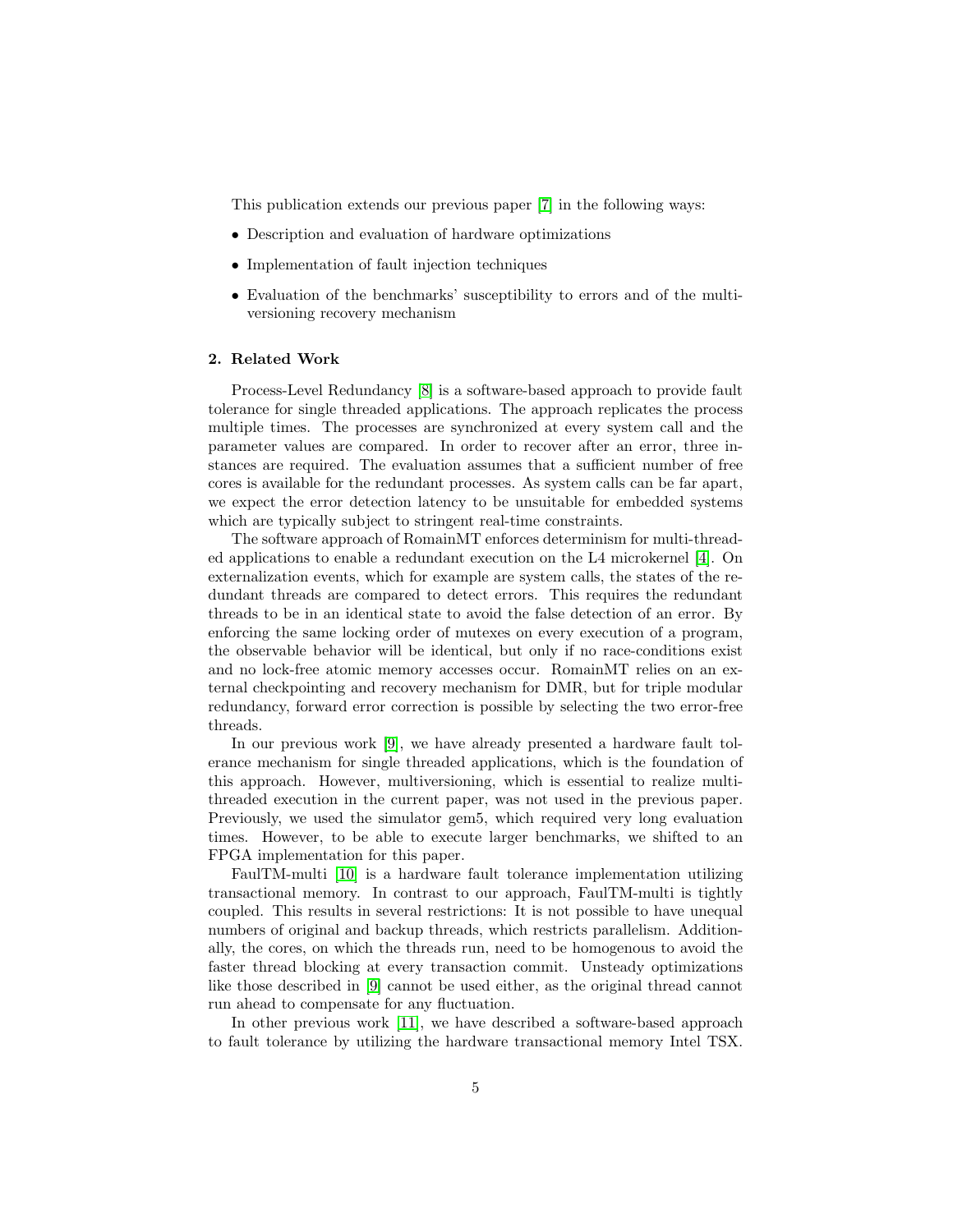This publication extends our previous paper [7] in the following ways:

- Description and evaluation of hardware optimizations
- Implementation of fault injection techniques
- Evaluation of the benchmarks' susceptibility to errors and of the multi-versioning recovery mechanism

## 2. Related Work

Process-Level Redundancy [8] is a software-based approach to provide fault tolerance for single threaded applications. The approach replicates the process multiple times. The processes are synchronized at every system call and the parameter values are compared. In order to recover after an error, three instances are required. The evaluation assumes that a sufficient number of free cores is available for the redundant processes. As system calls can be far apart, we expect the error detection latency to be unsuitable for embedded systems which are typically subject to stringent real-time constraints.

The software approach of RomainMT enforces determinism for multi-threaded applications to enable a redundant execution on the L4 microkernel [4]. On externalization events, which for example are system calls, the states of the redundant threads are compared to detect errors. This requires the redundant threads to be in an identical state to avoid the false detection of an error. By enforcing the same locking order of mutexes on every execution of a program, the observable behavior will be identical, but only if no race-conditions exist and no lock-free atomic memory accesses occur. RomainMT relies on an external checkpointing and recovery mechanism for DMR, but for triple modular redundancy, forward error correction is possible by selecting the two error-free threads.

In our previous work [9], we have already presented a hardware fault tolerance mechanism for single threaded applications, which is the foundation of this approach. However, multiversioning, which is essential to realize multi-threaded execution in the current paper, was not used in the previous paper. Previously, we used the simulator gem5, which required very long evaluation times. However, to be able to execute larger benchmarks, we shifted to an FPGA implementation for this paper.

FaulTM-multi [10] is a hardware fault tolerance implementation utilizing transactional memory. In contrast to our approach, FaulTM-multi is tightly coupled. This results in several restrictions: It is not possible to have unequal numbers of original and backup threads, which restricts parallelism. Additionally, the cores, on which the threads run, need to be homogenous to avoid the faster thread blocking at every transaction commit. Unsteady optimizations like those described in [9] cannot be used either, as the original thread cannot run ahead to compensate for any fluctuation.

In other previous work [11], we have described a software-based approach to fault tolerance by utilizing the hardware transactional memory Intel TSX.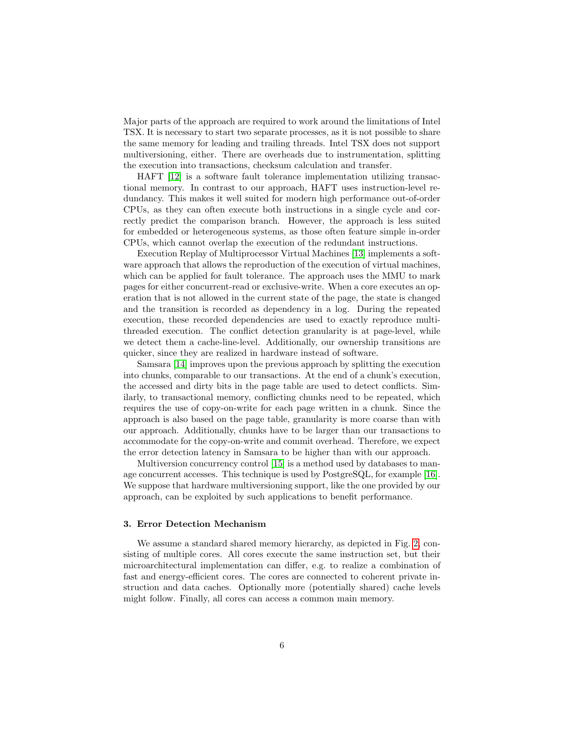Major parts of the approach are required to work around the limitations of Intel TSX. It is necessary to start two separate processes, as it is not possible to share the same memory for leading and trailing threads. Intel TSX does not support multiversioning, either. There are overheads due to instrumentation, splitting the execution into transactions, checksum calculation and transfer.

HAFT [12] is a software fault tolerance implementation utilizing transactional memory. In contrast to our approach, HAFT uses instruction-level redundancy. This makes it well suited for modern high performance out-of-order CPUs, as they can often execute both instructions in a single cycle and correctly predict the comparison branch. However, the approach is less suited for embedded or heterogeneous systems, as those often feature simple in-order CPUs, which cannot overlap the execution of the redundant instructions.

Execution Replay of Multiprocessor Virtual Machines [13] implements a software approach that allows the reproduction of the execution of virtual machines, which can be applied for fault tolerance. The approach uses the MMU to mark pages for either concurrent-read or exclusive-write. When a core executes an operation that is not allowed in the current state of the page, the state is changed and the transition is recorded as dependency in a log. During the repeated execution, these recorded dependencies are used to exactly reproduce multi-threaded execution. The conflict detection granularity is at page-level, while we detect them a cache-line-level. Additionally, our ownership transitions are quicker, since they are realized in hardware instead of software.

Samsara [14] improves upon the previous approach by splitting the execution into chunks, comparable to our transactions. At the end of a chunk's execution, the accessed and dirty bits in the page table are used to detect conflicts. Similarly, to transactional memory, conflicting chunks need to be repeated, which requires the use of copy-on-write for each page written in a chunk. Since the approach is also based on the page table, granularity is more coarse than with our approach. Additionally, chunks have to be larger than our transactions to accommodate for the copy-on-write and commit overhead. Therefore, we expect the error detection latency in Samsara to be higher than with our approach.

Multiversion concurrency control [15] is a method used by databases to manage concurrent accesses. This technique is used by PostgreSQL, for example [16]. We suppose that hardware multiversioning support, like the one provided by our approach, can be exploited by such applications to benefit performance.

### 3. Error Detection Mechanism

We assume a standard shared memory hierarchy, as depicted in Fig. 2, consisting of multiple cores. All cores execute the same instruction set, but their microarchitectural implementation can differ, e.g. to realize a combination of fast and energy-efficient cores. The cores are connected to coherent private instruction and data caches. Optionally more (potentially shared) cache levels might follow. Finally, all cores can access a common main memory.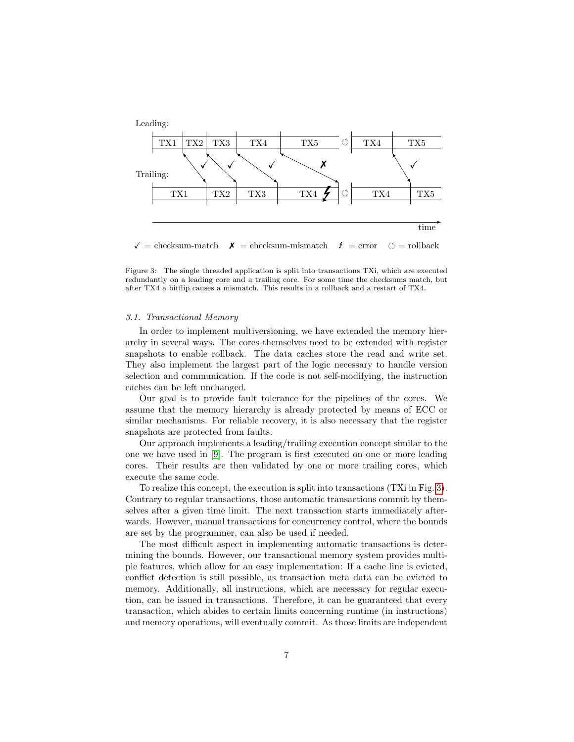Figure 3: The single threaded application is split into transactions TXi, which are executed redundantly on a leading core and a trailing core. For some time the checksums match, but after TX4 a bitflip causes a mismatch. This results in a rollback and a restart of TX4.

### 3.1. Transactional Memory

In order to implement multiversioning, we have extended the memory hierarchy in several ways. The cores themselves need to be extended with register snapshots to enable rollback. The data caches store the read and write set. They also implement the largest part of the logic necessary to handle version selection and communication. If the code is not self-modifying, the instruction caches can be left unchanged.

Our goal is to provide fault tolerance for the pipelines of the cores. We assume that the memory hierarchy is already protected by means of ECC or similar mechanisms. For reliable recovery, it is also necessary that the register snapshots are protected from faults.

Our approach implements a leading/trailing execution concept similar to the one we have used in [9]. The program is first executed on one or more leading cores. Their results are then validated by one or more trailing cores, which execute the same code.

To realize this concept, the execution is split into transactions (TXi in Fig. 3). Contrary to regular transactions, those automatic transactions commit by themselves after a given time limit. The next transaction starts immediately afterwards. However, manual transactions for concurrency control, where the bounds are set by the programmer, can also be used if needed.

The most difficult aspect in implementing automatic transactions is determining the bounds. However, our transactional memory system provides multiple features, which allow for an easy implementation: If a cache line is evicted, conflict detection is still possible, as transaction meta data can be evicted to memory. Additionally, all instructions, which are necessary for regular execution, can be issued in transactions. Therefore, it can be guaranteed that every transaction, which abides to certain limits concerning runtime (in instructions) and memory operations, will eventually commit. As those limits are independent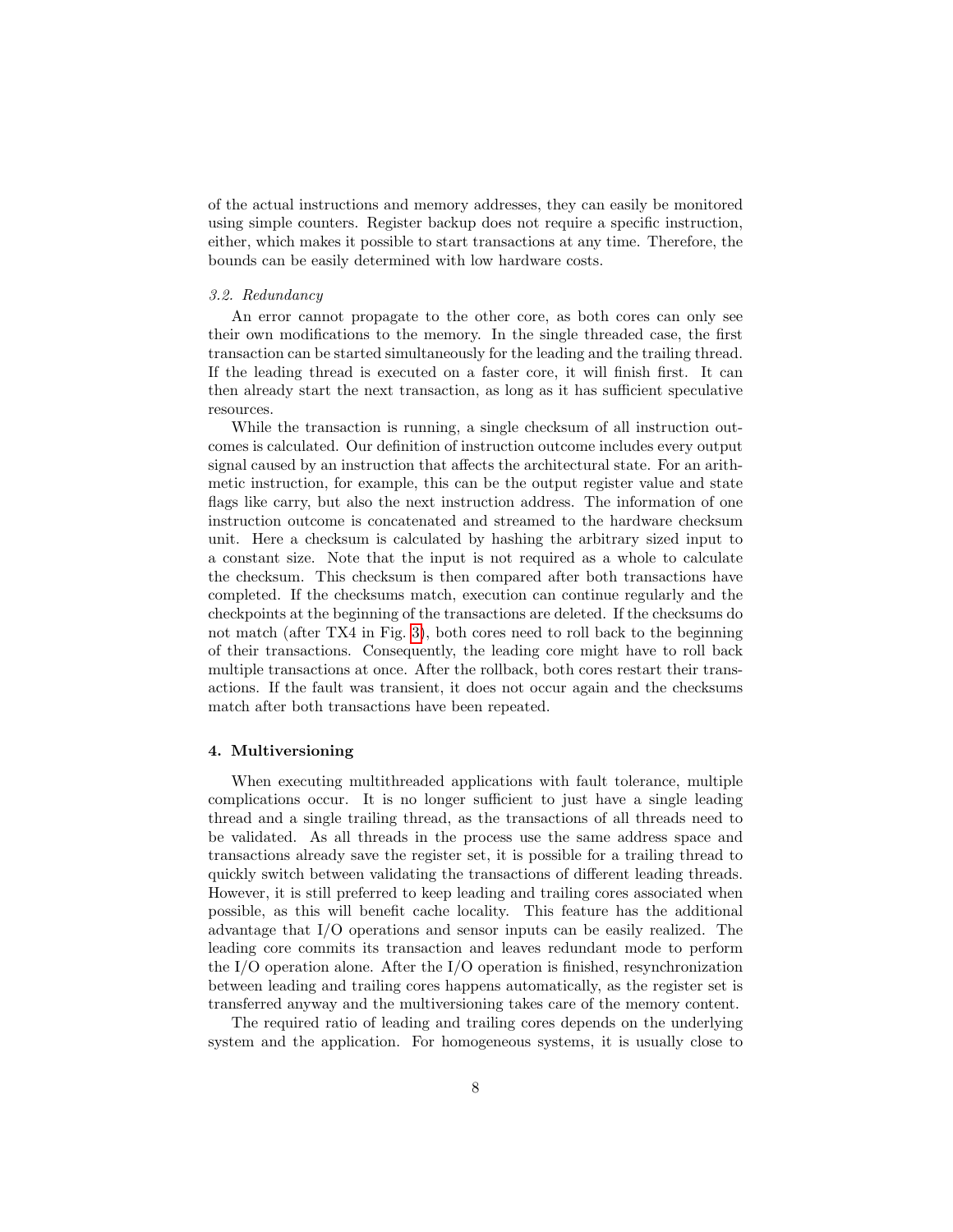of the actual instructions and memory addresses, they can easily be monitored using simple counters. Register backup does not require a specific instruction, either, which makes it possible to start transactions at any time. Therefore, the bounds can be easily determined with low hardware costs.

### *3.2. Redundancy*

An error cannot propagate to the other core, as both cores can only see their own modifications to the memory. In the single threaded case, the first transaction can be started simultaneously for the leading and the trailing thread. If the leading thread is executed on a faster core, it will finish first. It can then already start the next transaction, as long as it has sufficient speculative resources.

While the transaction is running, a single checksum of all instruction outcomes is calculated. Our definition of instruction outcome includes every output signal caused by an instruction that affects the architectural state. For an arithmetic instruction, for example, this can be the output register value and state flags like carry, but also the next instruction address. The information of one instruction outcome is concatenated and streamed to the hardware checksum unit. Here a checksum is calculated by hashing the arbitrary sized input to a constant size. Note that the input is not required as a whole to calculate the checksum. This checksum is then compared after both transactions have completed. If the checksums match, execution can continue regularly and the checkpoints at the beginning of the transactions are deleted. If the checksums do not match (after TX4 in Fig. 3), both cores need to roll back to the beginning of their transactions. Consequently, the leading core might have to roll back multiple transactions at once. After the rollback, both cores restart their transactions. If the fault was transient, it does not occur again and the checksums match after both transactions have been repeated.

## 4. Multiversioning

When executing multithreaded applications with fault tolerance, multiple complications occur. It is no longer sufficient to just have a single leading thread and a single trailing thread, as the transactions of all threads need to be validated. As all threads in the process use the same address space and transactions already save the register set, it is possible for a trailing thread to quickly switch between validating the transactions of different leading threads. However, it is still preferred to keep leading and trailing cores associated when possible, as this will benefit cache locality. This feature has the additional advantage that I/O operations and sensor inputs can be easily realized. The leading core commits its transaction and leaves redundant mode to perform the I/O operation alone. After the I/O operation is finished, resynchronization between leading and trailing cores happens automatically, as the register set is transferred anyway and the multiversioning takes care of the memory content.

The required ratio of leading and trailing cores depends on the underlying system and the application. For homogeneous systems, it is usually close to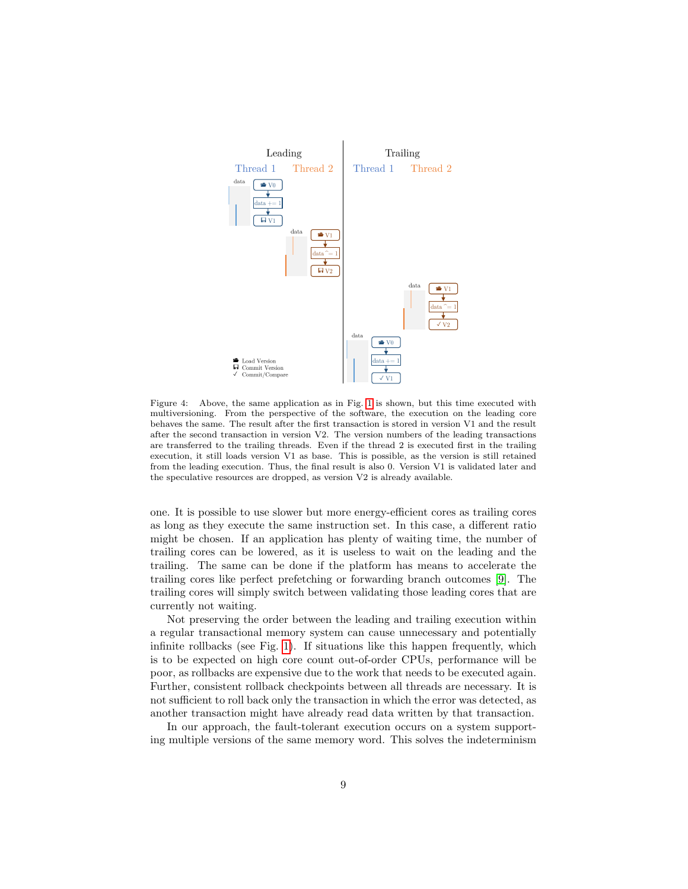Figure 4: Above, the same application as in Fig. 1 is shown, but this time executed with multiversioning. From the perspective of the software, the execution on the leading core behaves the same. The result after the first transaction is stored in version V1 and the result after the second transaction in version V2. The version numbers of the leading transactions are transferred to the trailing threads. Even if the thread 2 is executed first in the trailing execution, it still loads version V1 as base. This is possible, as the version is still retained from the leading execution. Thus, the final result is also 0. Version V1 is validated later and the speculative resources are dropped, as version V2 is already available.

one. It is possible to use slower but more energy-efficient cores as trailing cores as long as they execute the same instruction set. In this case, a different ratio might be chosen. If an application has plenty of waiting time, the number of trailing cores can be lowered, as it is useless to wait on the leading and the trailing. The same can be done if the platform has means to accelerate the trailing cores like perfect prefetching or forwarding branch outcomes [9]. The trailing cores will simply switch between validating those leading cores that are currently not waiting.

Not preserving the order between the leading and trailing execution within a regular transactional memory system can cause unnecessary and potentially infinite rollbacks (see Fig. 1). If situations like this happen frequently, which is to be expected on high core count out-of-order CPUs, performance will be poor, as rollbacks are expensive due to the work that needs to be executed again. Further, consistent rollback checkpoints between all threads are necessary. It is not sufficient to roll back only the transaction in which the error was detected, as another transaction might have already read data written by that transaction.

In our approach, the fault-tolerant execution occurs on a system supporting multiple versions of the same memory word. This solves the indeterminism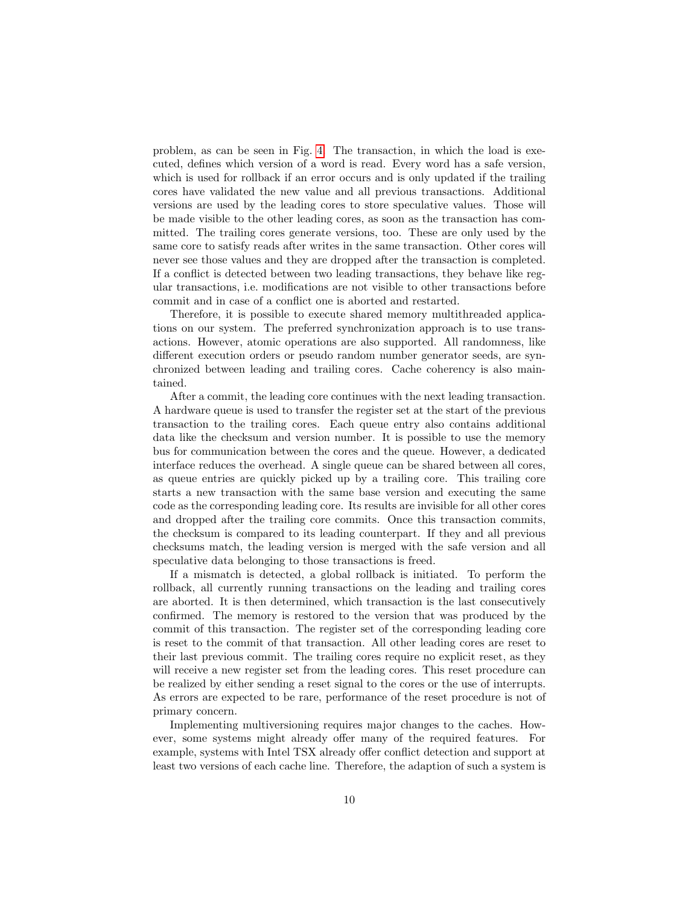problem, as can be seen in Fig. 4. The transaction, in which the load is executed, defines which version of a word is read. Every word has a safe version, which is used for rollback if an error occurs and is only updated if the trailing cores have validated the new value and all previous transactions. Additional versions are used by the leading cores to store speculative values. Those will be made visible to the other leading cores, as soon as the transaction has committed. The trailing cores generate versions, too. These are only used by the same core to satisfy reads after writes in the same transaction. Other cores will never see those values and they are dropped after the transaction is completed. If a conflict is detected between two leading transactions, they behave like regular transactions, i.e. modifications are not visible to other transactions before commit and in case of a conflict one is aborted and restarted.

Therefore, it is possible to execute shared memory multithreaded applications on our system. The preferred synchronization approach is to use transactions. However, atomic operations are also supported. All randomness, like different execution orders or pseudo random number generator seeds, are synchronized between leading and trailing cores. Cache coherency is also maintained.

After a commit, the leading core continues with the next leading transaction. A hardware queue is used to transfer the register set at the start of the previous transaction to the trailing cores. Each queue entry also contains additional data like the checksum and version number. It is possible to use the memory bus for communication between the cores and the queue. However, a dedicated interface reduces the overhead. A single queue can be shared between all cores, as queue entries are quickly picked up by a trailing core. This trailing core starts a new transaction with the same base version and executing the same code as the corresponding leading core. Its results are invisible for all other cores and dropped after the trailing core commits. Once this transaction commits, the checksum is compared to its leading counterpart. If they and all previous checksums match, the leading version is merged with the safe version and all speculative data belonging to those transactions is freed.

If a mismatch is detected, a global rollback is initiated. To perform the rollback, all currently running transactions on the leading and trailing cores are aborted. It is then determined, which transaction is the last consecutively confirmed. The memory is restored to the version that was produced by the commit of this transaction. The register set of the corresponding leading core is reset to the commit of that transaction. All other leading cores are reset to their last previous commit. The trailing cores require no explicit reset, as they will receive a new register set from the leading cores. This reset procedure can be realized by either sending a reset signal to the cores or the use of interrupts. As errors are expected to be rare, performance of the reset procedure is not of primary concern.

Implementing multiversioning requires major changes to the caches. However, some systems might already offer many of the required features. For example, systems with Intel TSX already offer conflict detection and support at least two versions of each cache line. Therefore, the adaption of such a system is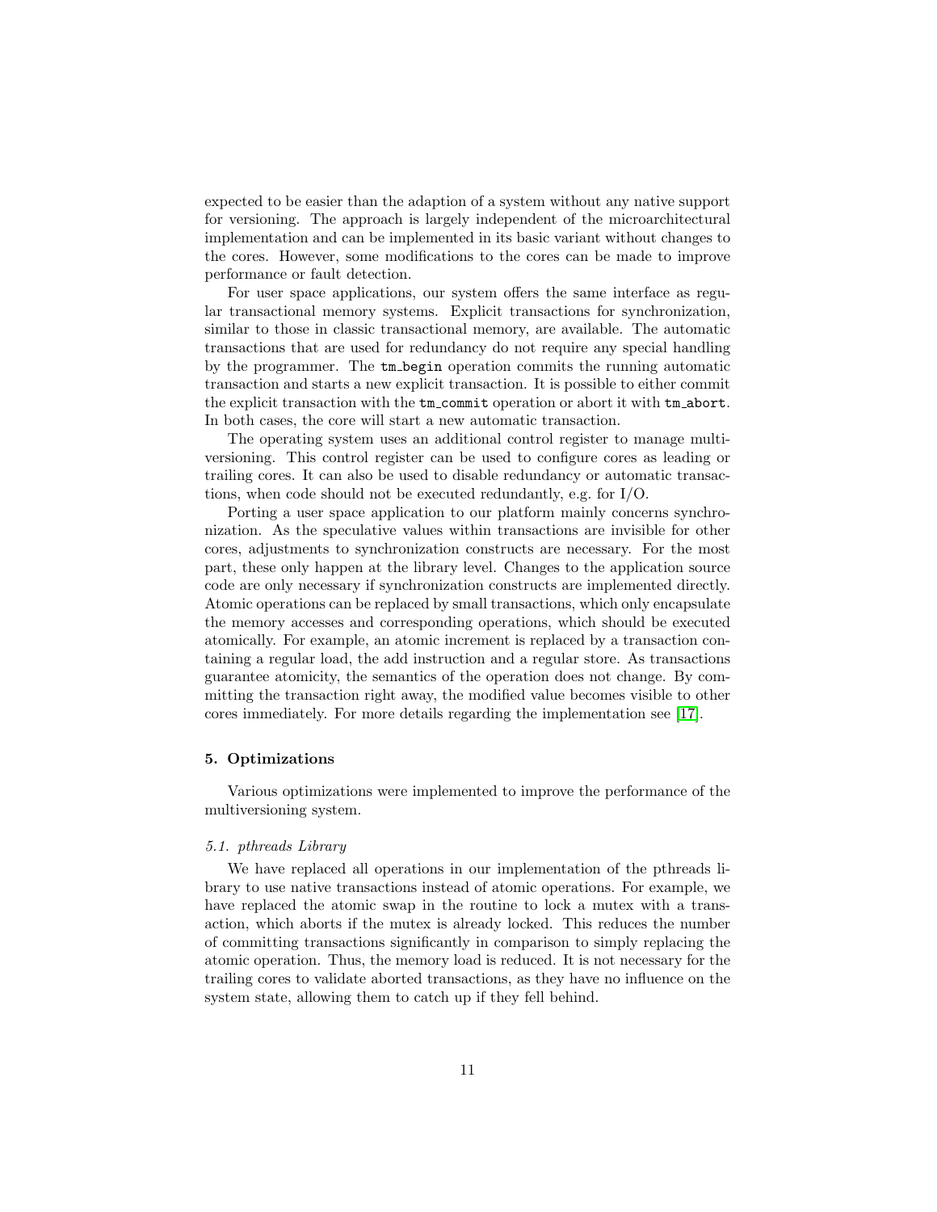expected to be easier than the adaption of a system without any native support for versioning. The approach is largely independent of the microarchitectural implementation and can be implemented in its basic variant without changes to the cores. However, some modifications to the cores can be made to improve performance or fault detection.

For user space applications, our system offers the same interface as regular transactional memory systems. Explicit transactions for synchronization, similar to those in classic transactional memory, are available. The automatic transactions that are used for redundancy do not require any special handling by the programmer. The `tm_begin` operation commits the running automatic transaction and starts a new explicit transaction. It is possible to either commit the explicit transaction with the `tm_commit` operation or abort it with `tm_abort`. In both cases, the core will start a new automatic transaction.

The operating system uses an additional control register to manage multiversioning. This control register can be used to configure cores as leading or trailing cores. It can also be used to disable redundancy or automatic transactions, when code should not be executed redundantly, e.g. for I/O.

Porting a user space application to our platform mainly concerns synchronization. As the speculative values within transactions are invisible for other cores, adjustments to synchronization constructs are necessary. For the most part, these only happen at the library level. Changes to the application source code are only necessary if synchronization constructs are implemented directly. Atomic operations can be replaced by small transactions, which only encapsulate the memory accesses and corresponding operations, which should be executed atomically. For example, an atomic increment is replaced by a transaction containing a regular load, the add instruction and a regular store. As transactions guarantee atomicity, the semantics of the operation does not change. By committing the transaction right away, the modified value becomes visible to other cores immediately. For more details regarding the implementation see [17].

## 5. Optimizations

Various optimizations were implemented to improve the performance of the multiversioning system.

### *5.1. pthreads Library*

We have replaced all operations in our implementation of the pthreads library to use native transactions instead of atomic operations. For example, we have replaced the atomic swap in the routine to lock a mutex with a transaction, which aborts if the mutex is already locked. This reduces the number of committing transactions significantly in comparison to simply replacing the atomic operation. Thus, the memory load is reduced. It is not necessary for the trailing cores to validate aborted transactions, as they have no influence on the system state, allowing them to catch up if they fell behind.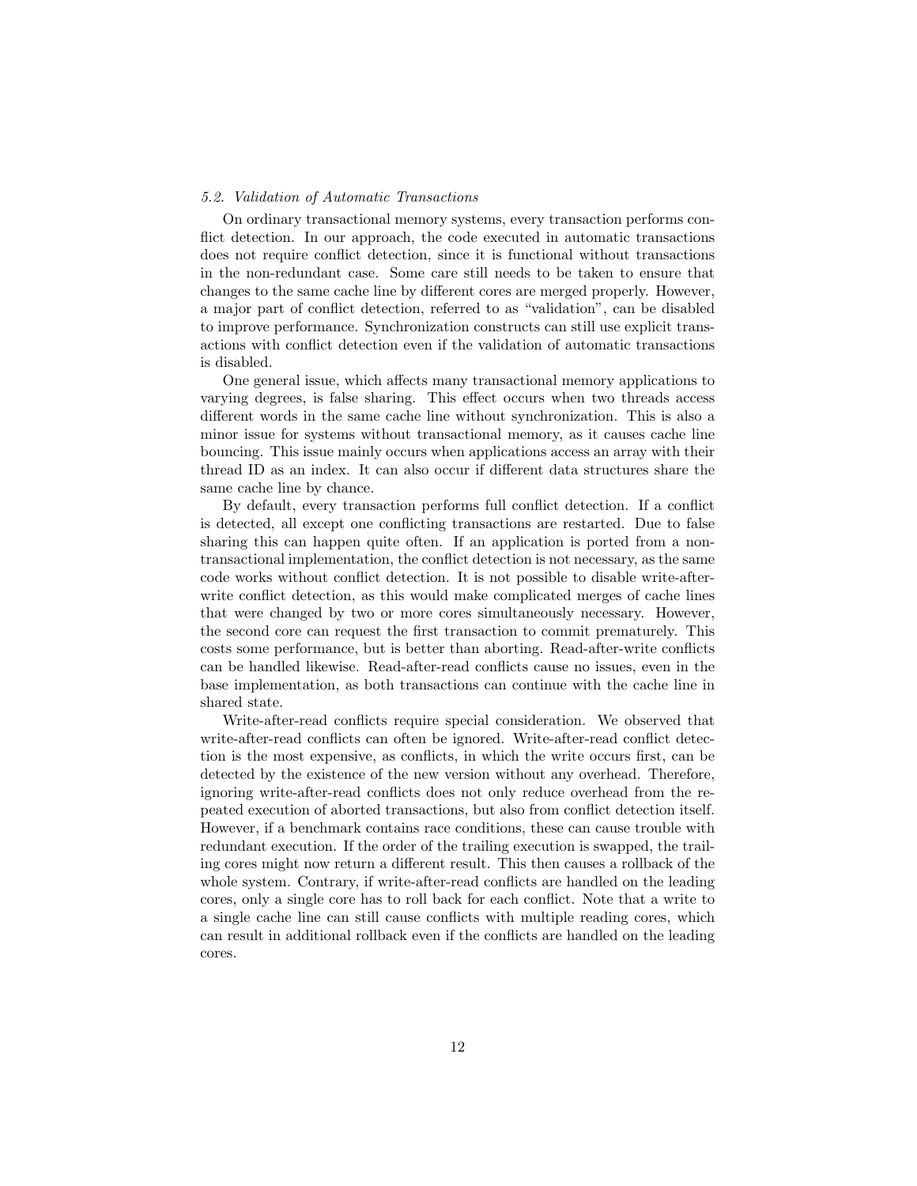### *5.2. Validation of Automatic Transactions*

On ordinary transactional memory systems, every transaction performs conflict detection. In our approach, the code executed in automatic transactions does not require conflict detection, since it is functional without transactions in the non-redundant case. Some care still needs to be taken to ensure that changes to the same cache line by different cores are merged properly. However, a major part of conflict detection, referred to as "validation", can be disabled to improve performance. Synchronization constructs can still use explicit transactions with conflict detection even if the validation of automatic transactions is disabled.

One general issue, which affects many transactional memory applications to varying degrees, is false sharing. This effect occurs when two threads access different words in the same cache line without synchronization. This is also a minor issue for systems without transactional memory, as it causes cache line bouncing. This issue mainly occurs when applications access an array with their thread ID as an index. It can also occur if different data structures share the same cache line by chance.

By default, every transaction performs full conflict detection. If a conflict is detected, all except one conflicting transactions are restarted. Due to false sharing this can happen quite often. If an application is ported from a non-transactional implementation, the conflict detection is not necessary, as the same code works without conflict detection. It is not possible to disable write-after-write conflict detection, as this would make complicated merges of cache lines that were changed by two or more cores simultaneously necessary. However, the second core can request the first transaction to commit prematurely. This costs some performance, but is better than aborting. Read-after-write conflicts can be handled likewise. Read-after-read conflicts cause no issues, even in the base implementation, as both transactions can continue with the cache line in shared state.

Write-after-read conflicts require special consideration. We observed that write-after-read conflicts can often be ignored. Write-after-read conflict detection is the most expensive, as conflicts, in which the write occurs first, can be detected by the existence of the new version without any overhead. Therefore, ignoring write-after-read conflicts does not only reduce overhead from the repeated execution of aborted transactions, but also from conflict detection itself. However, if a benchmark contains race conditions, these can cause trouble with redundant execution. If the order of the trailing execution is swapped, the trailing cores might now return a different result. This then causes a rollback of the whole system. Contrary, if write-after-read conflicts are handled on the leading cores, only a single core has to roll back for each conflict. Note that a write to a single cache line can still cause conflicts with multiple reading cores, which can result in additional rollback even if the conflicts are handled on the leading cores.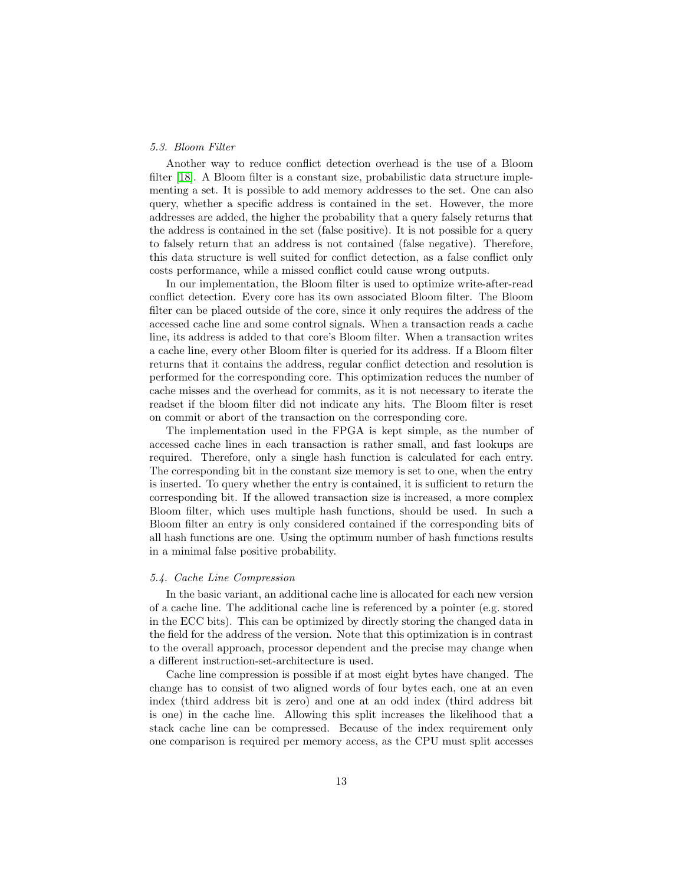### *5.3. Bloom Filter*

Another way to reduce conflict detection overhead is the use of a Bloom filter [18]. A Bloom filter is a constant size, probabilistic data structure implementing a set. It is possible to add memory addresses to the set. One can also query, whether a specific address is contained in the set. However, the more addresses are added, the higher the probability that a query falsely returns that the address is contained in the set (false positive). It is not possible for a query to falsely return that an address is not contained (false negative). Therefore, this data structure is well suited for conflict detection, as a false conflict only costs performance, while a missed conflict could cause wrong outputs.

In our implementation, the Bloom filter is used to optimize write-after-read conflict detection. Every core has its own associated Bloom filter. The Bloom filter can be placed outside of the core, since it only requires the address of the accessed cache line and some control signals. When a transaction reads a cache line, its address is added to that core's Bloom filter. When a transaction writes a cache line, every other Bloom filter is queried for its address. If a Bloom filter returns that it contains the address, regular conflict detection and resolution is performed for the corresponding core. This optimization reduces the number of cache misses and the overhead for commits, as it is not necessary to iterate the readset if the bloom filter did not indicate any hits. The Bloom filter is reset on commit or abort of the transaction on the corresponding core.

The implementation used in the FPGA is kept simple, as the number of accessed cache lines in each transaction is rather small, and fast lookups are required. Therefore, only a single hash function is calculated for each entry. The corresponding bit in the constant size memory is set to one, when the entry is inserted. To query whether the entry is contained, it is sufficient to return the corresponding bit. If the allowed transaction size is increased, a more complex Bloom filter, which uses multiple hash functions, should be used. In such a Bloom filter an entry is only considered contained if the corresponding bits of all hash functions are one. Using the optimum number of hash functions results in a minimal false positive probability.

### *5.4. Cache Line Compression*

In the basic variant, an additional cache line is allocated for each new version of a cache line. The additional cache line is referenced by a pointer (e.g. stored in the ECC bits). This can be optimized by directly storing the changed data in the field for the address of the version. Note that this optimization is in contrast to the overall approach, processor dependent and the precise may change when a different instruction-set-architecture is used.

Cache line compression is possible if at most eight bytes have changed. The change has to consist of two aligned words of four bytes each, one at an even index (third address bit is zero) and one at an odd index (third address bit is one) in the cache line. Allowing this split increases the likelihood that a stack cache line can be compressed. Because of the index requirement only one comparison is required per memory access, as the CPU must split accesses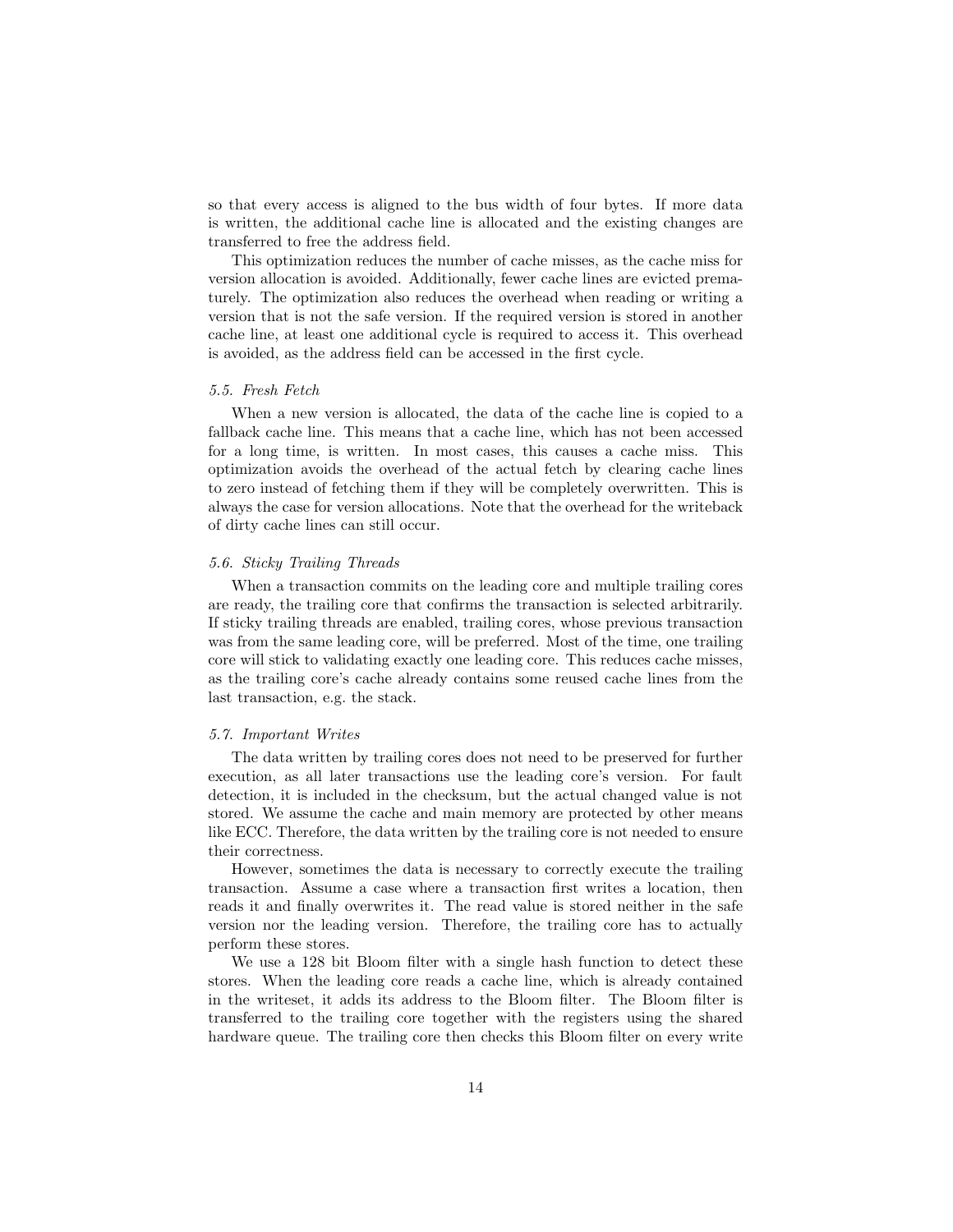so that every access is aligned to the bus width of four bytes. If more data is written, the additional cache line is allocated and the existing changes are transferred to free the address field.

This optimization reduces the number of cache misses, as the cache miss for version allocation is avoided. Additionally, fewer cache lines are evicted prematurely. The optimization also reduces the overhead when reading or writing a version that is not the safe version. If the required version is stored in another cache line, at least one additional cycle is required to access it. This overhead is avoided, as the address field can be accessed in the first cycle.

### *5.5. Fresh Fetch*

When a new version is allocated, the data of the cache line is copied to a fallback cache line. This means that a cache line, which has not been accessed for a long time, is written. In most cases, this causes a cache miss. This optimization avoids the overhead of the actual fetch by clearing cache lines to zero instead of fetching them if they will be completely overwritten. This is always the case for version allocations. Note that the overhead for the writeback of dirty cache lines can still occur.

### *5.6. Sticky Trailing Threads*

When a transaction commits on the leading core and multiple trailing cores are ready, the trailing core that confirms the transaction is selected arbitrarily. If sticky trailing threads are enabled, trailing cores, whose previous transaction was from the same leading core, will be preferred. Most of the time, one trailing core will stick to validating exactly one leading core. This reduces cache misses, as the trailing core's cache already contains some reused cache lines from the last transaction, e.g. the stack.

### *5.7. Important Writes*

The data written by trailing cores does not need to be preserved for further execution, as all later transactions use the leading core's version. For fault detection, it is included in the checksum, but the actual changed value is not stored. We assume the cache and main memory are protected by other means like ECC. Therefore, the data written by the trailing core is not needed to ensure their correctness.

However, sometimes the data is necessary to correctly execute the trailing transaction. Assume a case where a transaction first writes a location, then reads it and finally overwrites it. The read value is stored neither in the safe version nor the leading version. Therefore, the trailing core has to actually perform these stores.

We use a 128 bit Bloom filter with a single hash function to detect these stores. When the leading core reads a cache line, which is already contained in the writeset, it adds its address to the Bloom filter. The Bloom filter is transferred to the trailing core together with the registers using the shared hardware queue. The trailing core then checks this Bloom filter on every write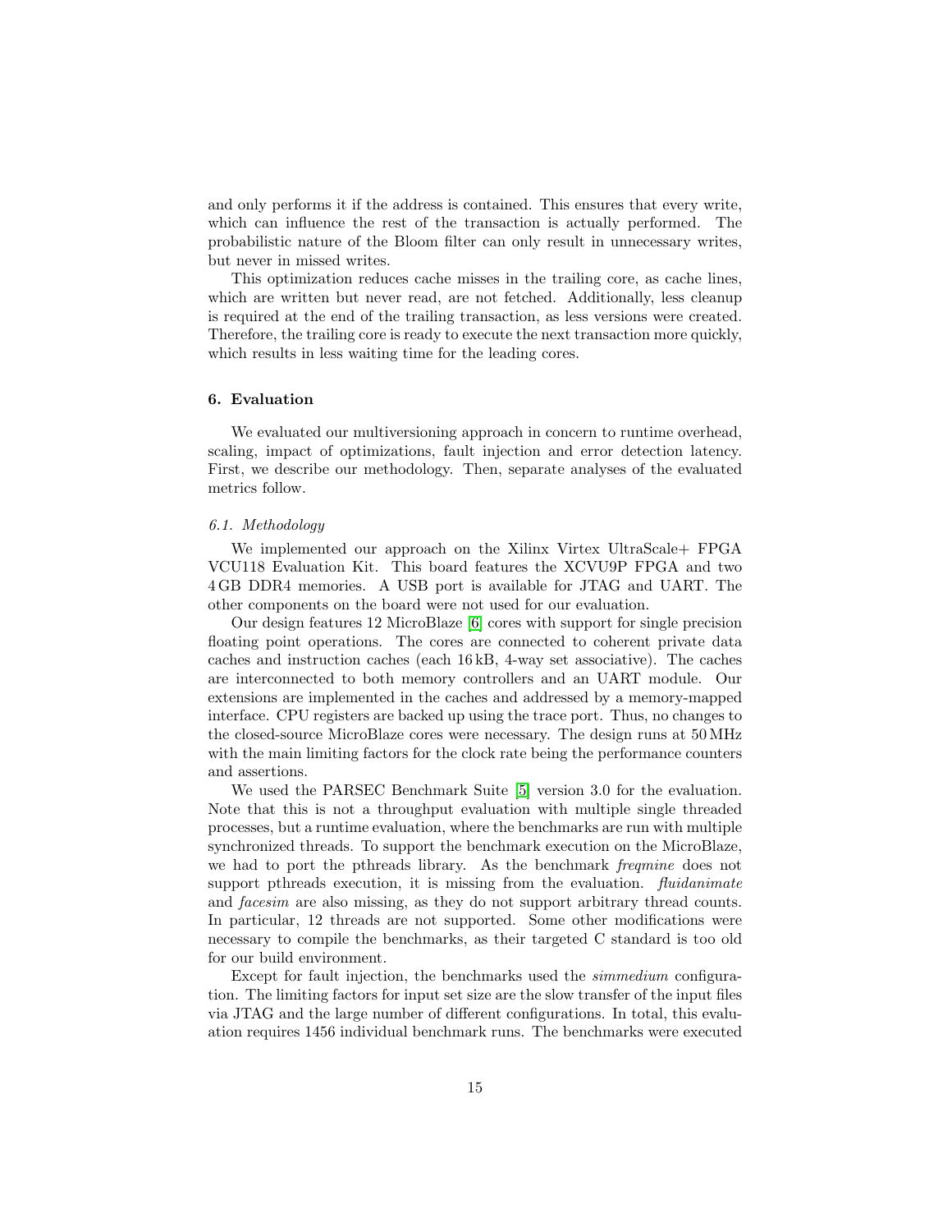and only performs it if the address is contained. This ensures that every write, which can influence the rest of the transaction is actually performed. The probabilistic nature of the Bloom filter can only result in unnecessary writes, but never in missed writes.

This optimization reduces cache misses in the trailing core, as cache lines, which are written but never read, are not fetched. Additionally, less cleanup is required at the end of the trailing transaction, as less versions were created. Therefore, the trailing core is ready to execute the next transaction more quickly, which results in less waiting time for the leading cores.

## 6. Evaluation

We evaluated our multiversioning approach in concern to runtime overhead, scaling, impact of optimizations, fault injection and error detection latency. First, we describe our methodology. Then, separate analyses of the evaluated metrics follow.

### *6.1. Methodology*

We implemented our approach on the Xilinx Virtex UltraScale+ FPGA VCU118 Evaluation Kit. This board features the XCVU9P FPGA and two 4 GB DDR4 memories. A USB port is available for JTAG and UART. The other components on the board were not used for our evaluation.

Our design features 12 MicroBlaze [6] cores with support for single precision floating point operations. The cores are connected to coherent private data caches and instruction caches (each 16 kB, 4-way set associative). The caches are interconnected to both memory controllers and an UART module. Our extensions are implemented in the caches and addressed by a memory-mapped interface. CPU registers are backed up using the trace port. Thus, no changes to the closed-source MicroBlaze cores were necessary. The design runs at 50 MHz with the main limiting factors for the clock rate being the performance counters and assertions.

We used the PARSEC Benchmark Suite [5] version 3.0 for the evaluation. Note that this is not a throughput evaluation with multiple single threaded processes, but a runtime evaluation, where the benchmarks are run with multiple synchronized threads. To support the benchmark execution on the MicroBlaze, we had to port the pthreads library. As the benchmark *freqmine* does not support pthreads execution, it is missing from the evaluation. *fluidanimate* and *facesim* are also missing, as they do not support arbitrary thread counts. In particular, 12 threads are not supported. Some other modifications were necessary to compile the benchmarks, as their targeted C standard is too old for our build environment.

Except for fault injection, the benchmarks used the *simmedium* configuration. The limiting factors for input set size are the slow transfer of the input files via JTAG and the large number of different configurations. In total, this evaluation requires 1456 individual benchmark runs. The benchmarks were executed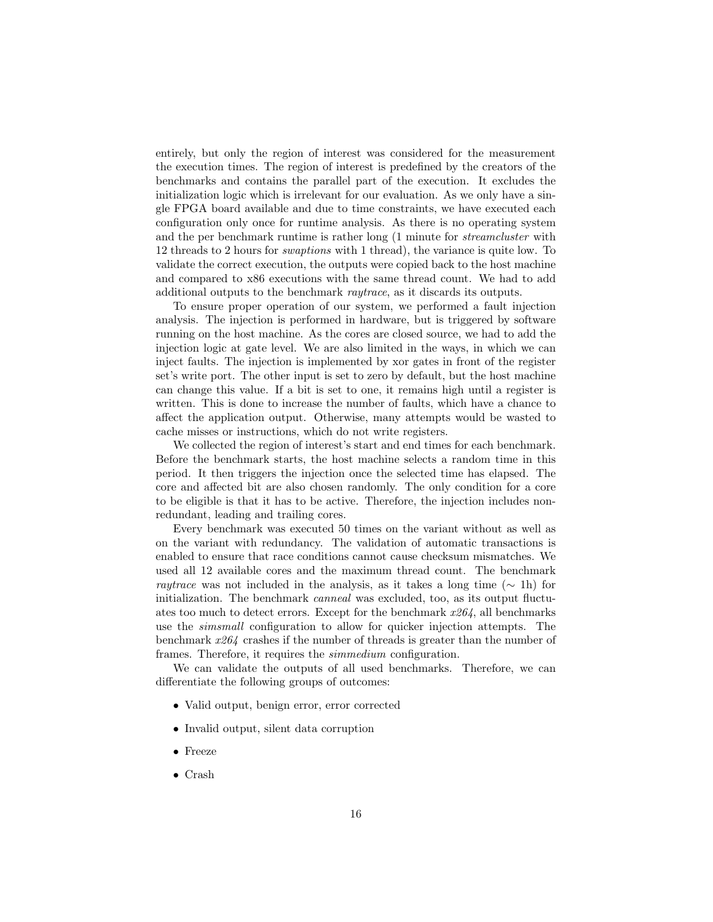entirely, but only the region of interest was considered for the measurement the execution times. The region of interest is predefined by the creators of the benchmarks and contains the parallel part of the execution. It excludes the initialization logic which is irrelevant for our evaluation. As we only have a single FPGA board available and due to time constraints, we have executed each configuration only once for runtime analysis. As there is no operating system and the per benchmark runtime is rather long (1 minute for *streamcluster* with 12 threads to 2 hours for *swaptions* with 1 thread), the variance is quite low. To validate the correct execution, the outputs were copied back to the host machine and compared to x86 executions with the same thread count. We had to add additional outputs to the benchmark *raytrace*, as it discards its outputs.

To ensure proper operation of our system, we performed a fault injection analysis. The injection is performed in hardware, but is triggered by software running on the host machine. As the cores are closed source, we had to add the injection logic at gate level. We are also limited in the ways, in which we can inject faults. The injection is implemented by xor gates in front of the register set's write port. The other input is set to zero by default, but the host machine can change this value. If a bit is set to one, it remains high until a register is written. This is done to increase the number of faults, which have a chance to affect the application output. Otherwise, many attempts would be wasted to cache misses or instructions, which do not write registers.

We collected the region of interest's start and end times for each benchmark. Before the benchmark starts, the host machine selects a random time in this period. It then triggers the injection once the selected time has elapsed. The core and affected bit are also chosen randomly. The only condition for a core to be eligible is that it has to be active. Therefore, the injection includes non-redundant, leading and trailing cores.

Every benchmark was executed 50 times on the variant without as well as on the variant with redundancy. The validation of automatic transactions is enabled to ensure that race conditions cannot cause checksum mismatches. We used all 12 available cores and the maximum thread count. The benchmark *raytrace* was not included in the analysis, as it takes a long time ($\sim$ 1h) for initialization. The benchmark *canneal* was excluded, too, as its output fluctuates too much to detect errors. Except for the benchmark *x264*, all benchmarks use the *simsmall* configuration to allow for quicker injection attempts. The benchmark *x264* crashes if the number of threads is greater than the number of frames. Therefore, it requires the *simmedium* configuration.

We can validate the outputs of all used benchmarks. Therefore, we can differentiate the following groups of outcomes:

- Valid output, benign error, error corrected
- Invalid output, silent data corruption
- Freeze
- Crash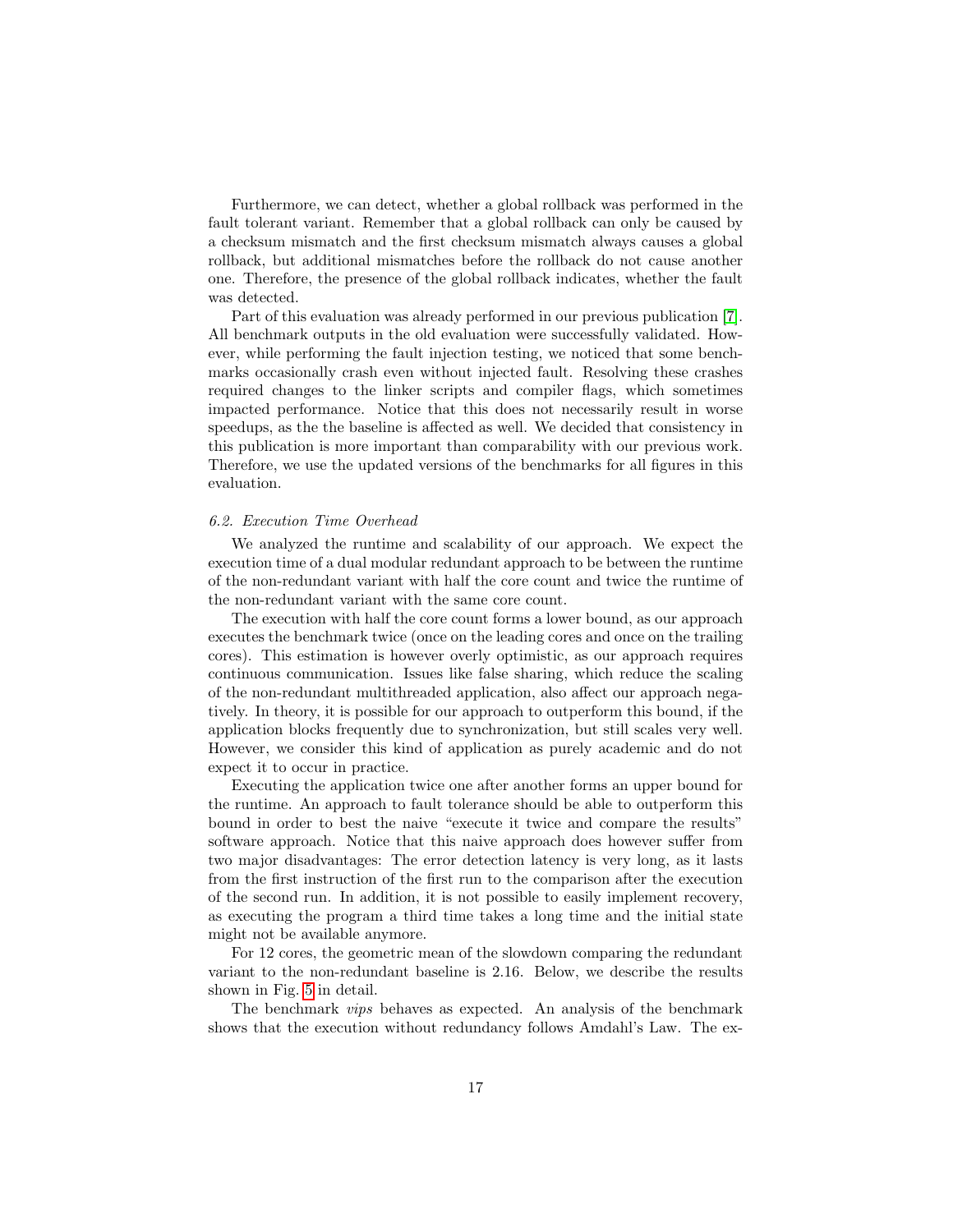Furthermore, we can detect, whether a global rollback was performed in the fault tolerant variant. Remember that a global rollback can only be caused by a checksum mismatch and the first checksum mismatch always causes a global rollback, but additional mismatches before the rollback do not cause another one. Therefore, the presence of the global rollback indicates, whether the fault was detected.

Part of this evaluation was already performed in our previous publication [7]. All benchmark outputs in the old evaluation were successfully validated. However, while performing the fault injection testing, we noticed that some benchmarks occasionally crash even without injected fault. Resolving these crashes required changes to the linker scripts and compiler flags, which sometimes impacted performance. Notice that this does not necessarily result in worse speedups, as the the baseline is affected as well. We decided that consistency in this publication is more important than comparability with our previous work. Therefore, we use the updated versions of the benchmarks for all figures in this evaluation.

### *6.2. Execution Time Overhead*

We analyzed the runtime and scalability of our approach. We expect the execution time of a dual modular redundant approach to be between the runtime of the non-redundant variant with half the core count and twice the runtime of the non-redundant variant with the same core count.

The execution with half the core count forms a lower bound, as our approach executes the benchmark twice (once on the leading cores and once on the trailing cores). This estimation is however overly optimistic, as our approach requires continuous communication. Issues like false sharing, which reduce the scaling of the non-redundant multithreaded application, also affect our approach negatively. In theory, it is possible for our approach to outperform this bound, if the application blocks frequently due to synchronization, but still scales very well. However, we consider this kind of application as purely academic and do not expect it to occur in practice.

Executing the application twice one after another forms an upper bound for the runtime. An approach to fault tolerance should be able to outperform this bound in order to best the naive "execute it twice and compare the results" software approach. Notice that this naive approach does however suffer from two major disadvantages: The error detection latency is very long, as it lasts from the first instruction of the first run to the comparison after the execution of the second run. In addition, it is not possible to easily implement recovery, as executing the program a third time takes a long time and the initial state might not be available anymore.

For 12 cores, the geometric mean of the slowdown comparing the redundant variant to the non-redundant baseline is 2.16. Below, we describe the results shown in Fig. 5 in detail.

The benchmark *vips* behaves as expected. An analysis of the benchmark shows that the execution without redundancy follows Amdahl's Law. The ex-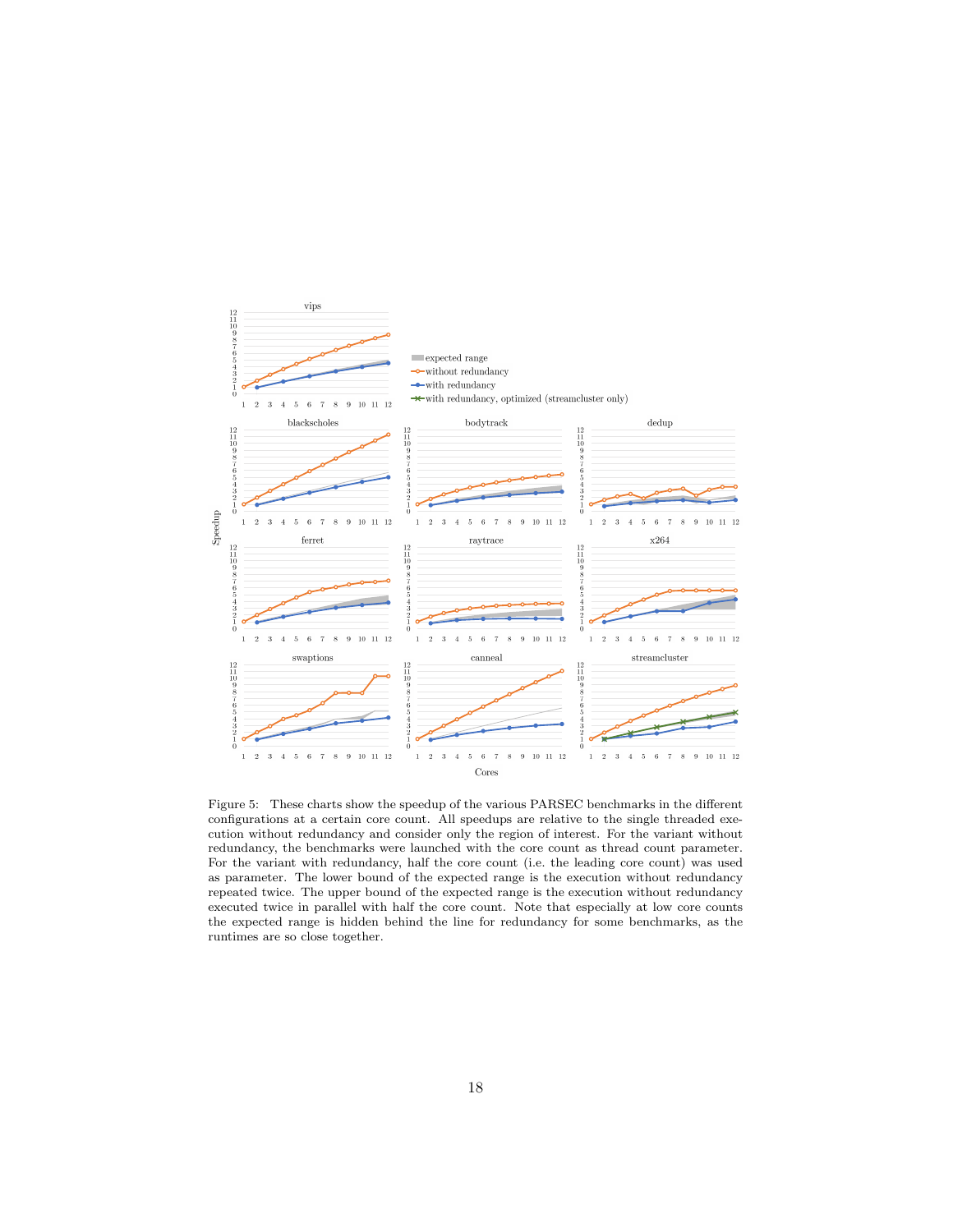Figure 5: These charts show the speedup of the various PARSEC benchmarks in the different configurations at a certain core count. All speedups are relative to the single threaded execution without redundancy and consider only the region of interest. For the variant without redundancy, the benchmarks were launched with the core count as thread count parameter. For the variant with redundancy, half the core count (i.e. the leading core count) was used as parameter. The lower bound of the expected range is the execution without redundancy repeated twice. The upper bound of the expected range is the execution without redundancy executed twice in parallel with half the core count. Note that especially at low core counts the expected range is hidden behind the line for redundancy for some benchmarks, as the runtimes are so close together.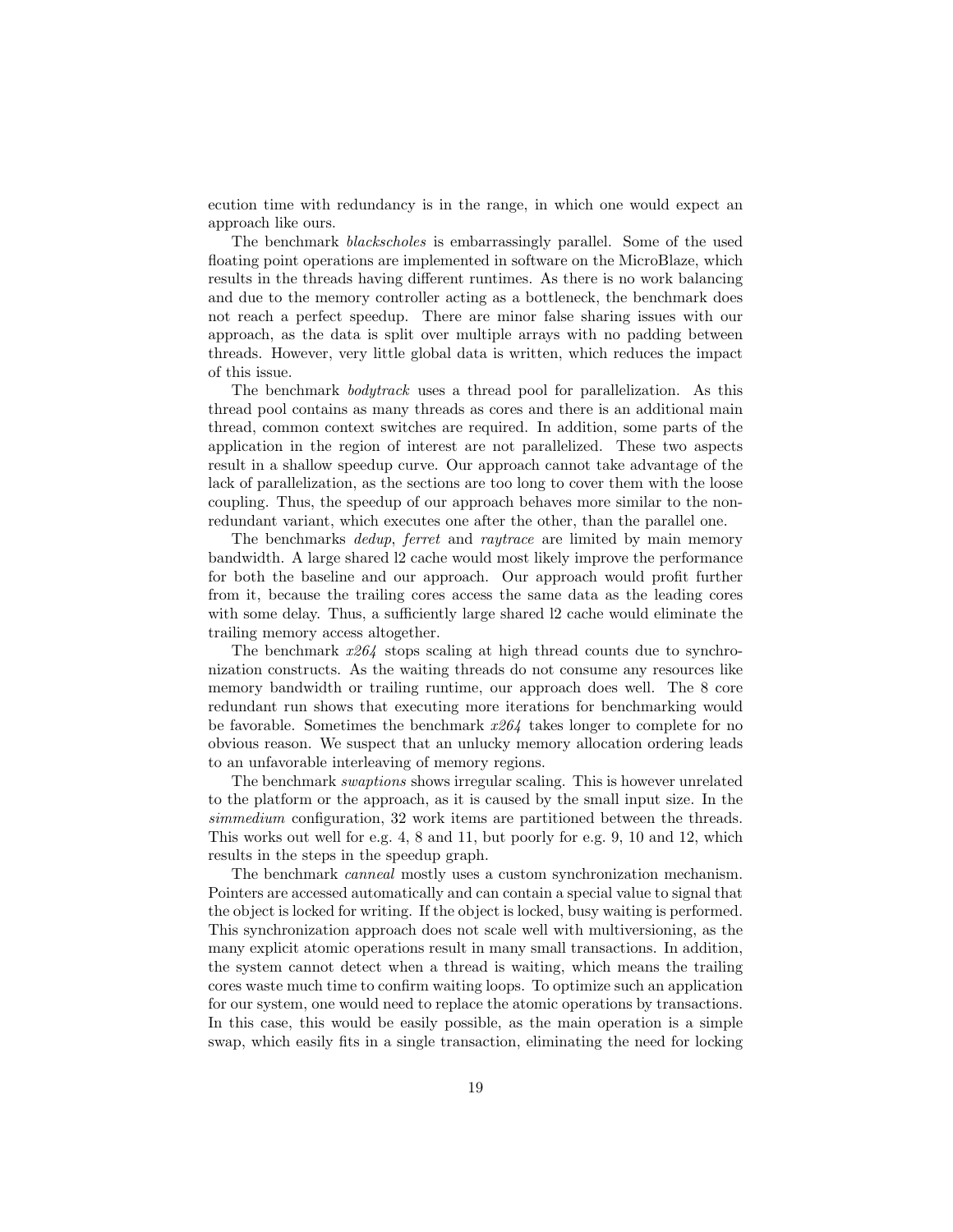ecution time with redundancy is in the range, in which one would expect an approach like ours.

The benchmark *blackscholes* is embarrassingly parallel. Some of the used floating point operations are implemented in software on the MicroBlaze, which results in the threads having different runtimes. As there is no work balancing and due to the memory controller acting as a bottleneck, the benchmark does not reach a perfect speedup. There are minor false sharing issues with our approach, as the data is split over multiple arrays with no padding between threads. However, very little global data is written, which reduces the impact of this issue.

The benchmark *bodytrack* uses a thread pool for parallelization. As this thread pool contains as many threads as cores and there is an additional main thread, common context switches are required. In addition, some parts of the application in the region of interest are not parallelized. These two aspects result in a shallow speedup curve. Our approach cannot take advantage of the lack of parallelization, as the sections are too long to cover them with the loose coupling. Thus, the speedup of our approach behaves more similar to the non-redundant variant, which executes one after the other, than the parallel one.

The benchmarks *dedup*, *ferret* and *raytrace* are limited by main memory bandwidth. A large shared l2 cache would most likely improve the performance for both the baseline and our approach. Our approach would profit further from it, because the trailing cores access the same data as the leading cores with some delay. Thus, a sufficiently large shared l2 cache would eliminate the trailing memory access altogether.

The benchmark *x264* stops scaling at high thread counts due to synchronization constructs. As the waiting threads do not consume any resources like memory bandwidth or trailing runtime, our approach does well. The 8 core redundant run shows that executing more iterations for benchmarking would be favorable. Sometimes the benchmark *x264* takes longer to complete for no obvious reason. We suspect that an unlucky memory allocation ordering leads to an unfavorable interleaving of memory regions.

The benchmark *swaptions* shows irregular scaling. This is however unrelated to the platform or the approach, as it is caused by the small input size. In the *simmedium* configuration, 32 work items are partitioned between the threads. This works out well for e.g. 4, 8 and 11, but poorly for e.g. 9, 10 and 12, which results in the steps in the speedup graph.

The benchmark *canneal* mostly uses a custom synchronization mechanism. Pointers are accessed automatically and can contain a special value to signal that the object is locked for writing. If the object is locked, busy waiting is performed. This synchronization approach does not scale well with multiversioning, as the many explicit atomic operations result in many small transactions. In addition, the system cannot detect when a thread is waiting, which means the trailing cores waste much time to confirm waiting loops. To optimize such an application for our system, one would need to replace the atomic operations by transactions. In this case, this would be easily possible, as the main operation is a simple swap, which easily fits in a single transaction, eliminating the need for locking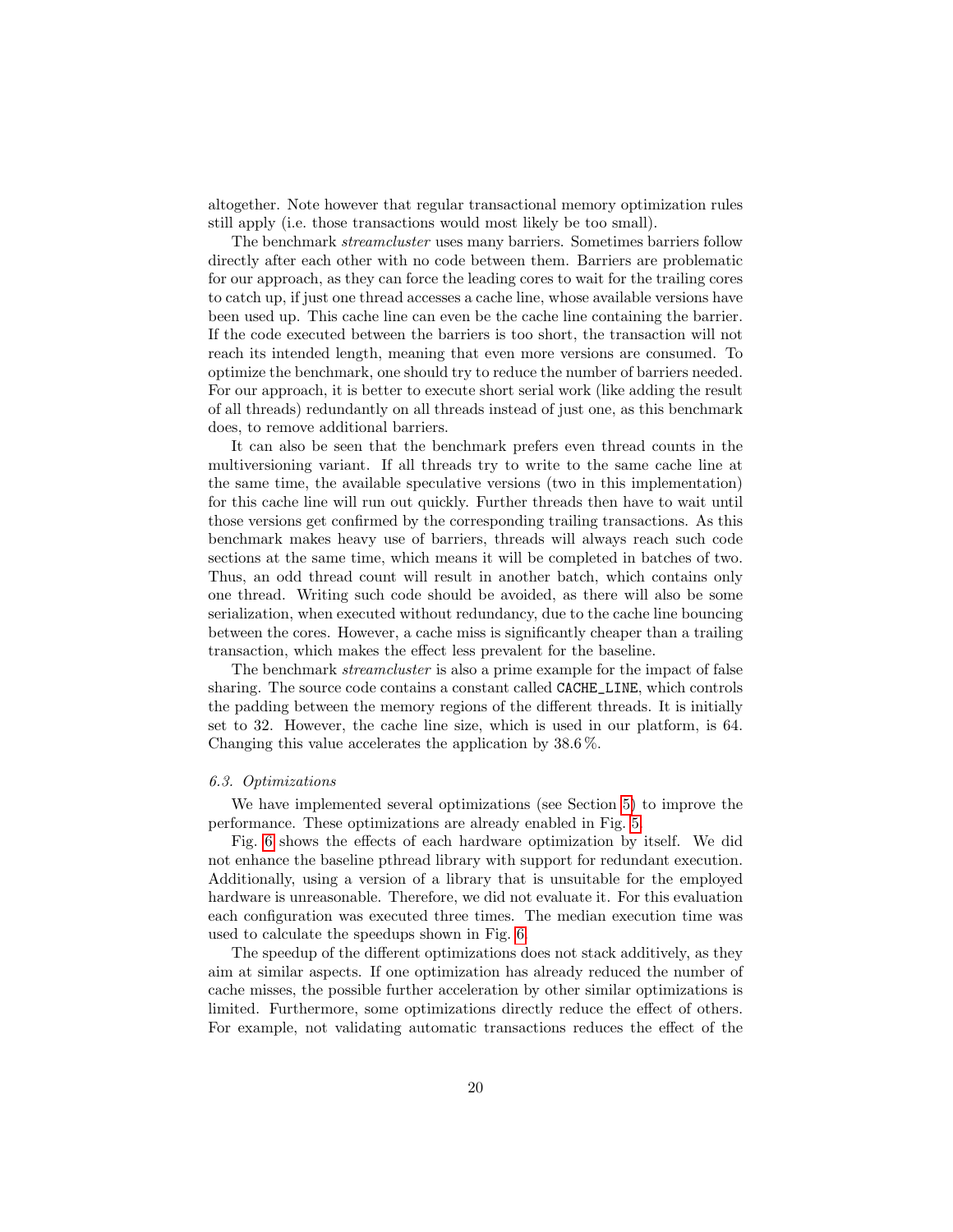altogether. Note however that regular transactional memory optimization rules still apply (i.e. those transactions would most likely be too small).

The benchmark *streamcluster* uses many barriers. Sometimes barriers follow directly after each other with no code between them. Barriers are problematic for our approach, as they can force the leading cores to wait for the trailing cores to catch up, if just one thread accesses a cache line, whose available versions have been used up. This cache line can even be the cache line containing the barrier. If the code executed between the barriers is too short, the transaction will not reach its intended length, meaning that even more versions are consumed. To optimize the benchmark, one should try to reduce the number of barriers needed. For our approach, it is better to execute short serial work (like adding the result of all threads) redundantly on all threads instead of just one, as this benchmark does, to remove additional barriers.

It can also be seen that the benchmark prefers even thread counts in the multiversioning variant. If all threads try to write to the same cache line at the same time, the available speculative versions (two in this implementation) for this cache line will run out quickly. Further threads then have to wait until those versions get confirmed by the corresponding trailing transactions. As this benchmark makes heavy use of barriers, threads will always reach such code sections at the same time, which means it will be completed in batches of two. Thus, an odd thread count will result in another batch, which contains only one thread. Writing such code should be avoided, as there will also be some serialization, when executed without redundancy, due to the cache line bouncing between the cores. However, a cache miss is significantly cheaper than a trailing transaction, which makes the effect less prevalent for the baseline.

The benchmark *streamcluster* is also a prime example for the impact of false sharing. The source code contains a constant called `CACHE_LINE`, which controls the padding between the memory regions of the different threads. It is initially set to 32. However, the cache line size, which is used in our platform, is 64. Changing this value accelerates the application by 38.6 %.

### *6.3. Optimizations*

We have implemented several optimizations (see Section 5) to improve the performance. These optimizations are already enabled in Fig. 5.

Fig. 6 shows the effects of each hardware optimization by itself. We did not enhance the baseline pthread library with support for redundant execution. Additionally, using a version of a library that is unsuitable for the employed hardware is unreasonable. Therefore, we did not evaluate it. For this evaluation each configuration was executed three times. The median execution time was used to calculate the speedups shown in Fig. 6.

The speedup of the different optimizations does not stack additively, as they aim at similar aspects. If one optimization has already reduced the number of cache misses, the possible further acceleration by other similar optimizations is limited. Furthermore, some optimizations directly reduce the effect of others. For example, not validating automatic transactions reduces the effect of the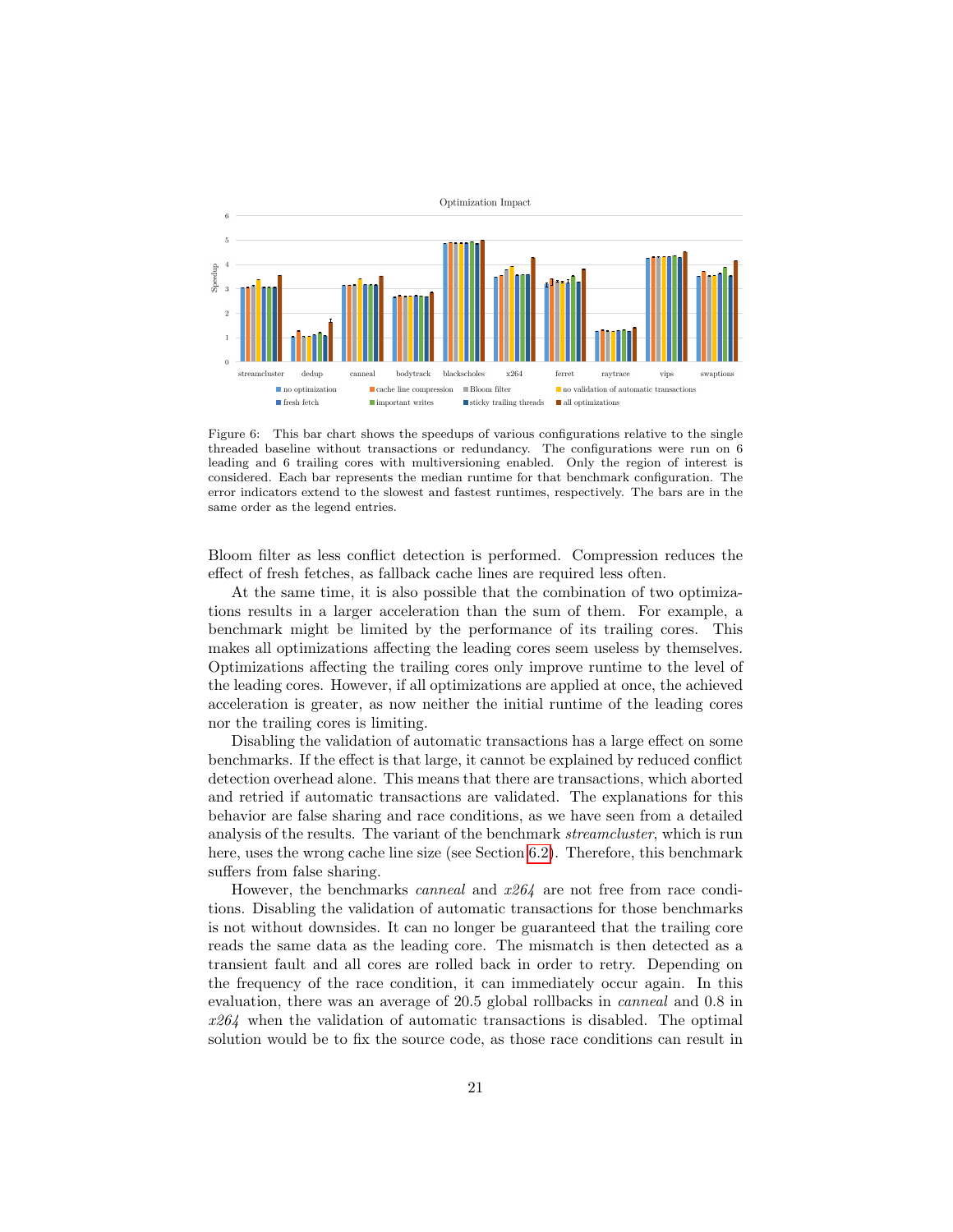Figure 6: This bar chart shows the speedups of various configurations relative to the single threaded baseline without transactions or redundancy. The configurations were run on 6 leading and 6 trailing cores with multiversioning enabled. Only the region of interest is considered. Each bar represents the median runtime for that benchmark configuration. The error indicators extend to the slowest and fastest runtimes, respectively. The bars are in the same order as the legend entries.

Bloom filter as less conflict detection is performed. Compression reduces the effect of fresh fetches, as fallback cache lines are required less often.

At the same time, it is also possible that the combination of two optimizations results in a larger acceleration than the sum of them. For example, a benchmark might be limited by the performance of its trailing cores. This makes all optimizations affecting the leading cores seem useless by themselves. Optimizations affecting the trailing cores only improve runtime to the level of the leading cores. However, if all optimizations are applied at once, the achieved acceleration is greater, as now neither the initial runtime of the leading cores nor the trailing cores is limiting.

Disabling the validation of automatic transactions has a large effect on some benchmarks. If the effect is that large, it cannot be explained by reduced conflict detection overhead alone. This means that there are transactions, which aborted and retried if automatic transactions are validated. The explanations for this behavior are false sharing and race conditions, as we have seen from a detailed analysis of the results. The variant of the benchmark *streamcluster*, which is run here, uses the wrong cache line size (see Section 6.2). Therefore, this benchmark suffers from false sharing.

However, the benchmarks *canneal* and *x264* are not free from race conditions. Disabling the validation of automatic transactions for those benchmarks is not without downsides. It can no longer be guaranteed that the trailing core reads the same data as the leading core. The mismatch is then detected as a transient fault and all cores are rolled back in order to retry. Depending on the frequency of the race condition, it can immediately occur again. In this evaluation, there was an average of 20.5 global rollbacks in *canneal* and 0.8 in *x264* when the validation of automatic transactions is disabled. The optimal solution would be to fix the source code, as those race conditions can result in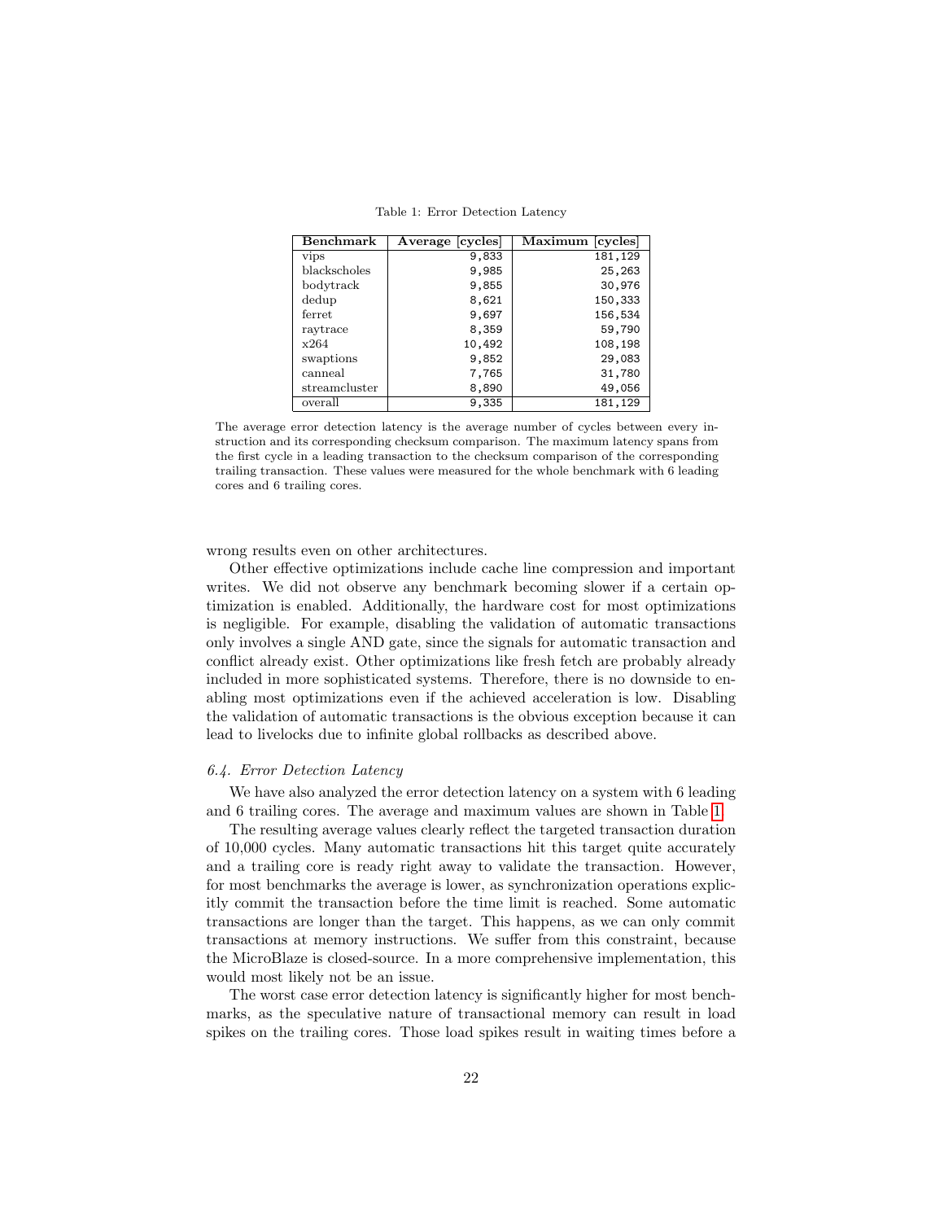Table 1: Error Detection Latency

| Benchmark | Average [cycles] | Maximum [cycles] |
|---|---|---|
| vips | 9,833 | 181,129 |
| blackscholes | 9,985 | 25,263 |
| bodytrack | 9,855 | 30,976 |
| dedup | 8,621 | 150,333 |
| ferret | 9,697 | 156,534 |
| raytrace | 8,359 | 59,790 |
| x264 | 10,492 | 108,198 |
| swaptions | 9,852 | 29,083 |
| canneal | 7,765 | 31,780 |
| streamcluster | 8,890 | 49,056 |
| overall | 9,335 | 181,129 |

The average error detection latency is the average number of cycles between every instruction and its corresponding checksum comparison. The maximum latency spans from the first cycle in a leading transaction to the checksum comparison of the corresponding trailing transaction. These values were measured for the whole benchmark with 6 leading cores and 6 trailing cores.

wrong results even on other architectures.

Other effective optimizations include cache line compression and important writes. We did not observe any benchmark becoming slower if a certain optimization is enabled. Additionally, the hardware cost for most optimizations is negligible. For example, disabling the validation of automatic transactions only involves a single AND gate, since the signals for automatic transaction and conflict already exist. Other optimizations like fresh fetch are probably already included in more sophisticated systems. Therefore, there is no downside to enabling most optimizations even if the achieved acceleration is low. Disabling the validation of automatic transactions is the obvious exception because it can lead to livelocks due to infinite global rollbacks as described above.

### 6.4. Error Detection Latency

We have also analyzed the error detection latency on a system with 6 leading and 6 trailing cores. The average and maximum values are shown in Table 1.

The resulting average values clearly reflect the targeted transaction duration of 10,000 cycles. Many automatic transactions hit this target quite accurately and a trailing core is ready right away to validate the transaction. However, for most benchmarks the average is lower, as synchronization operations explicitly commit the transaction before the time limit is reached. Some automatic transactions are longer than the target. This happens, as we can only commit transactions at memory instructions. We suffer from this constraint, because the MicroBlaze is closed-source. In a more comprehensive implementation, this would most likely not be an issue.

The worst case error detection latency is significantly higher for most benchmarks, as the speculative nature of transactional memory can result in load spikes on the trailing cores. Those load spikes result in waiting times before a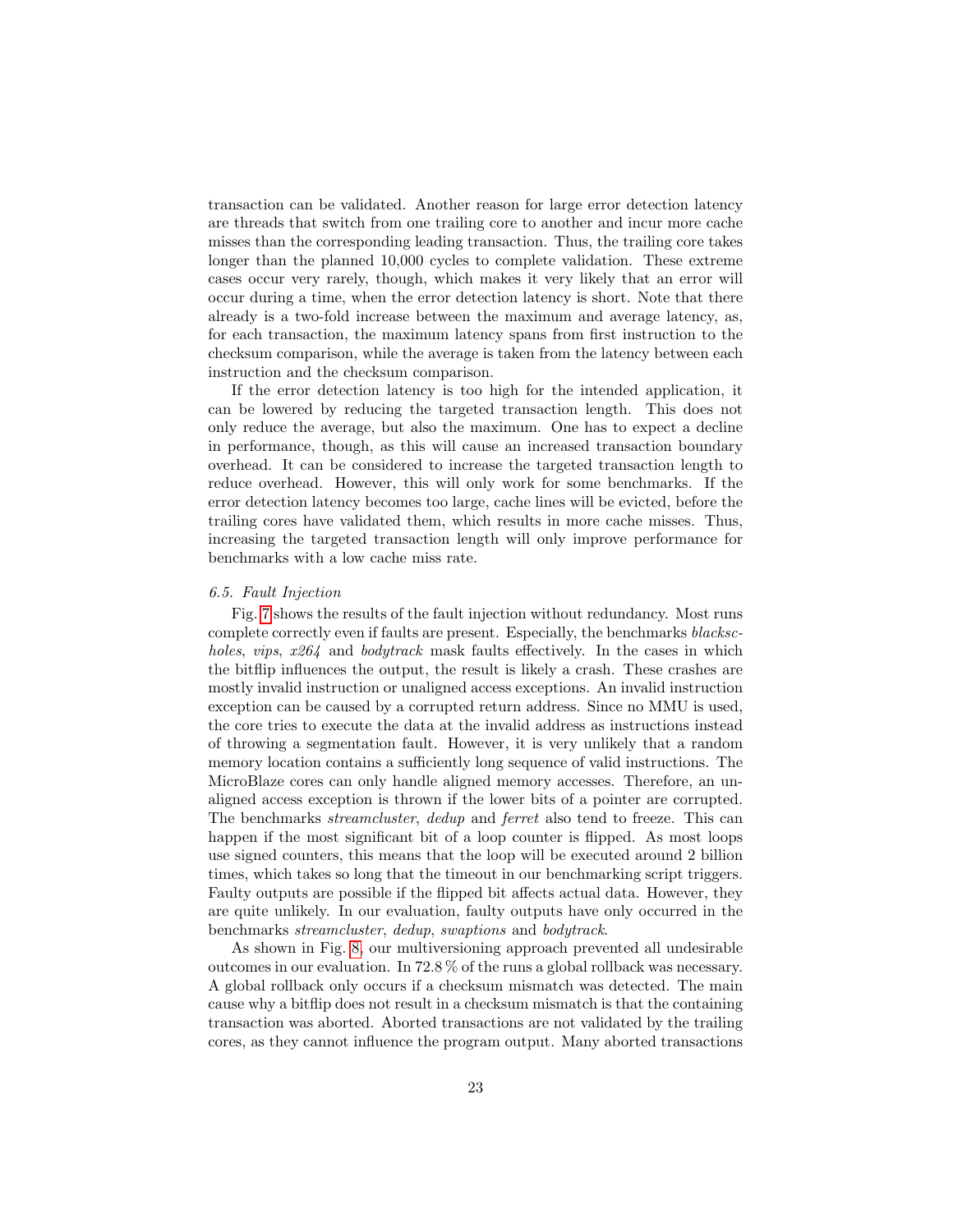transaction can be validated. Another reason for large error detection latency are threads that switch from one trailing core to another and incur more cache misses than the corresponding leading transaction. Thus, the trailing core takes longer than the planned 10,000 cycles to complete validation. These extreme cases occur very rarely, though, which makes it very likely that an error will occur during a time, when the error detection latency is short. Note that there already is a two-fold increase between the maximum and average latency, as, for each transaction, the maximum latency spans from first instruction to the checksum comparison, while the average is taken from the latency between each instruction and the checksum comparison.

If the error detection latency is too high for the intended application, it can be lowered by reducing the targeted transaction length. This does not only reduce the average, but also the maximum. One has to expect a decline in performance, though, as this will cause an increased transaction boundary overhead. It can be considered to increase the targeted transaction length to reduce overhead. However, this will only work for some benchmarks. If the error detection latency becomes too large, cache lines will be evicted, before the trailing cores have validated them, which results in more cache misses. Thus, increasing the targeted transaction length will only improve performance for benchmarks with a low cache miss rate.

### 6.5. Fault Injection

Fig. 7 shows the results of the fault injection without redundancy. Most runs complete correctly even if faults are present. Especially, the benchmarks *blackscholes*, *vips*, *x264* and *bodytrack* mask faults effectively. In the cases in which the bitflip influences the output, the result is likely a crash. These crashes are mostly invalid instruction or unaligned access exceptions. An invalid instruction exception can be caused by a corrupted return address. Since no MMU is used, the core tries to execute the data at the invalid address as instructions instead of throwing a segmentation fault. However, it is very unlikely that a random memory location contains a sufficiently long sequence of valid instructions. The MicroBlaze cores can only handle aligned memory accesses. Therefore, an unaligned access exception is thrown if the lower bits of a pointer are corrupted. The benchmarks *streamcluster*, *dedup* and *ferret* also tend to freeze. This can happen if the most significant bit of a loop counter is flipped. As most loops use signed counters, this means that the loop will be executed around 2 billion times, which takes so long that the timeout in our benchmarking script triggers. Faulty outputs are possible if the flipped bit affects actual data. However, they are quite unlikely. In our evaluation, faulty outputs have only occurred in the benchmarks *streamcluster*, *dedup*, *swaptions* and *bodytrack*.

As shown in Fig. 8, our multiversioning approach prevented all undesirable outcomes in our evaluation. In 72.8 % of the runs a global rollback was necessary. A global rollback only occurs if a checksum mismatch was detected. The main cause why a bitflip does not result in a checksum mismatch is that the containing transaction was aborted. Aborted transactions are not validated by the trailing cores, as they cannot influence the program output. Many aborted transactions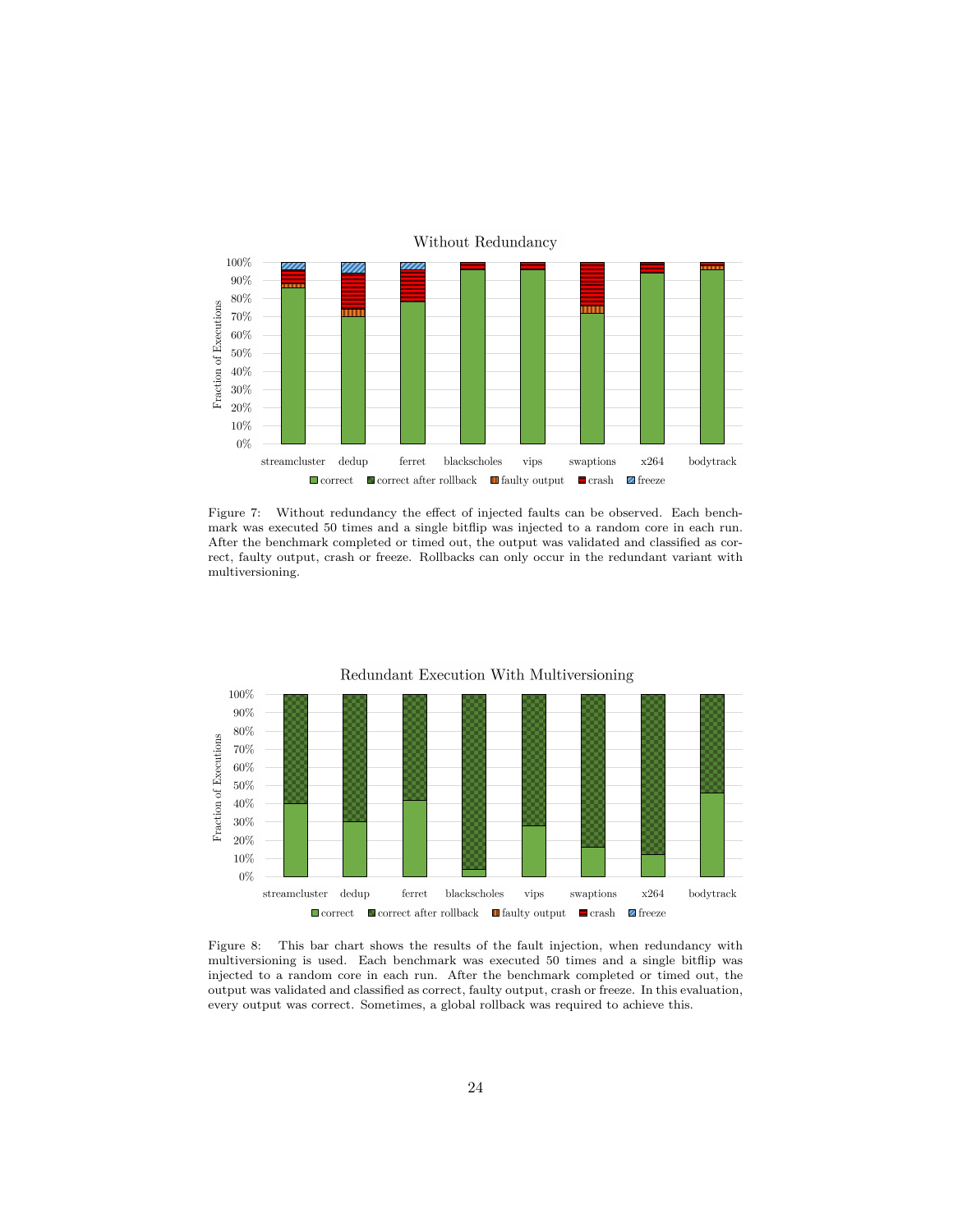Figure 7: Without redundancy the effect of injected faults can be observed. Each benchmark was executed 50 times and a single bitflip was injected to a random core in each run. After the benchmark completed or timed out, the output was validated and classified as correct, faulty output, crash or freeze. Rollbacks can only occur in the redundant variant with multiversioning.

Figure 8: This bar chart shows the results of the fault injection, when redundancy with multiversioning is used. Each benchmark was executed 50 times and a single bitflip was injected to a random core in each run. After the benchmark completed or timed out, the output was validated and classified as correct, faulty output, crash or freeze. In this evaluation, every output was correct. Sometimes, a global rollback was required to achieve this.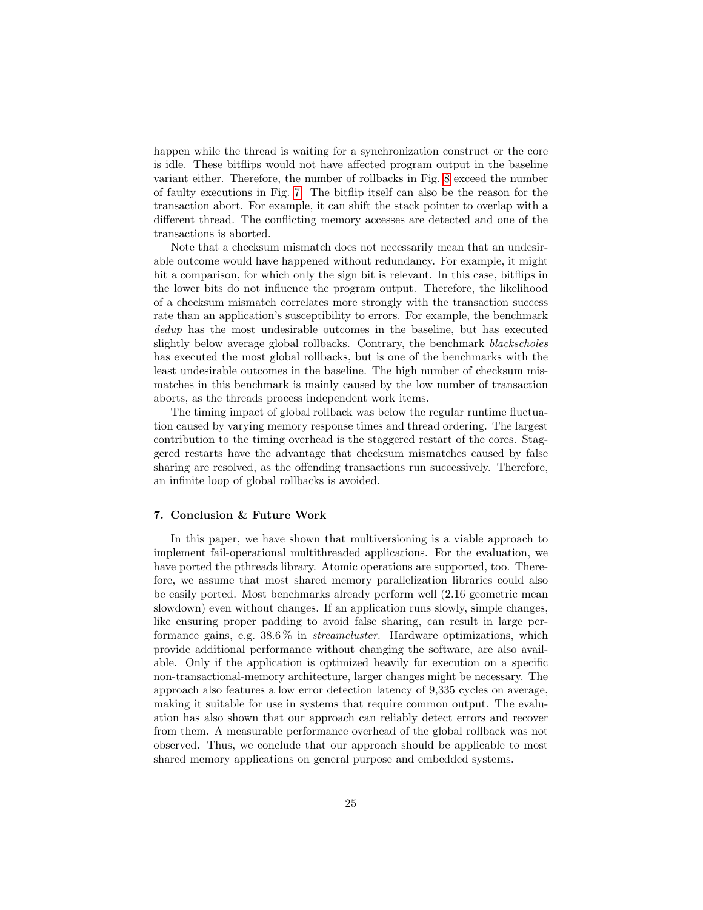happen while the thread is waiting for a synchronization construct or the core is idle. These bitflips would not have affected program output in the baseline variant either. Therefore, the number of rollbacks in Fig. 8 exceed the number of faulty executions in Fig. 7. The bitflip itself can also be the reason for the transaction abort. For example, it can shift the stack pointer to overlap with a different thread. The conflicting memory accesses are detected and one of the transactions is aborted.

Note that a checksum mismatch does not necessarily mean that an undesirable outcome would have happened without redundancy. For example, it might hit a comparison, for which only the sign bit is relevant. In this case, bitflips in the lower bits do not influence the program output. Therefore, the likelihood of a checksum mismatch correlates more strongly with the transaction success rate than an application's susceptibility to errors. For example, the benchmark *dedup* has the most undesirable outcomes in the baseline, but has executed slightly below average global rollbacks. Contrary, the benchmark *blackscholes* has executed the most global rollbacks, but is one of the benchmarks with the least undesirable outcomes in the baseline. The high number of checksum mismatches in this benchmark is mainly caused by the low number of transaction aborts, as the threads process independent work items.

The timing impact of global rollback was below the regular runtime fluctuation caused by varying memory response times and thread ordering. The largest contribution to the timing overhead is the staggered restart of the cores. Staggered restarts have the advantage that checksum mismatches caused by false sharing are resolved, as the offending transactions run successively. Therefore, an infinite loop of global rollbacks is avoided.

### 7. Conclusion & Future Work

In this paper, we have shown that multiversioning is a viable approach to implement fail-operational multithreaded applications. For the evaluation, we have ported the pthreads library. Atomic operations are supported, too. Therefore, we assume that most shared memory parallelization libraries could also be easily ported. Most benchmarks already perform well (2.16 geometric mean slowdown) even without changes. If an application runs slowly, simple changes, like ensuring proper padding to avoid false sharing, can result in large performance gains, e.g. 38.6 % in *streamcluster*. Hardware optimizations, which provide additional performance without changing the software, are also available. Only if the application is optimized heavily for execution on a specific non-transactional-memory architecture, larger changes might be necessary. The approach also features a low error detection latency of 9,335 cycles on average, making it suitable for use in systems that require common output. The evaluation has also shown that our approach can reliably detect errors and recover from them. A measurable performance overhead of the global rollback was not observed. Thus, we conclude that our approach should be applicable to most shared memory applications on general purpose and embedded systems.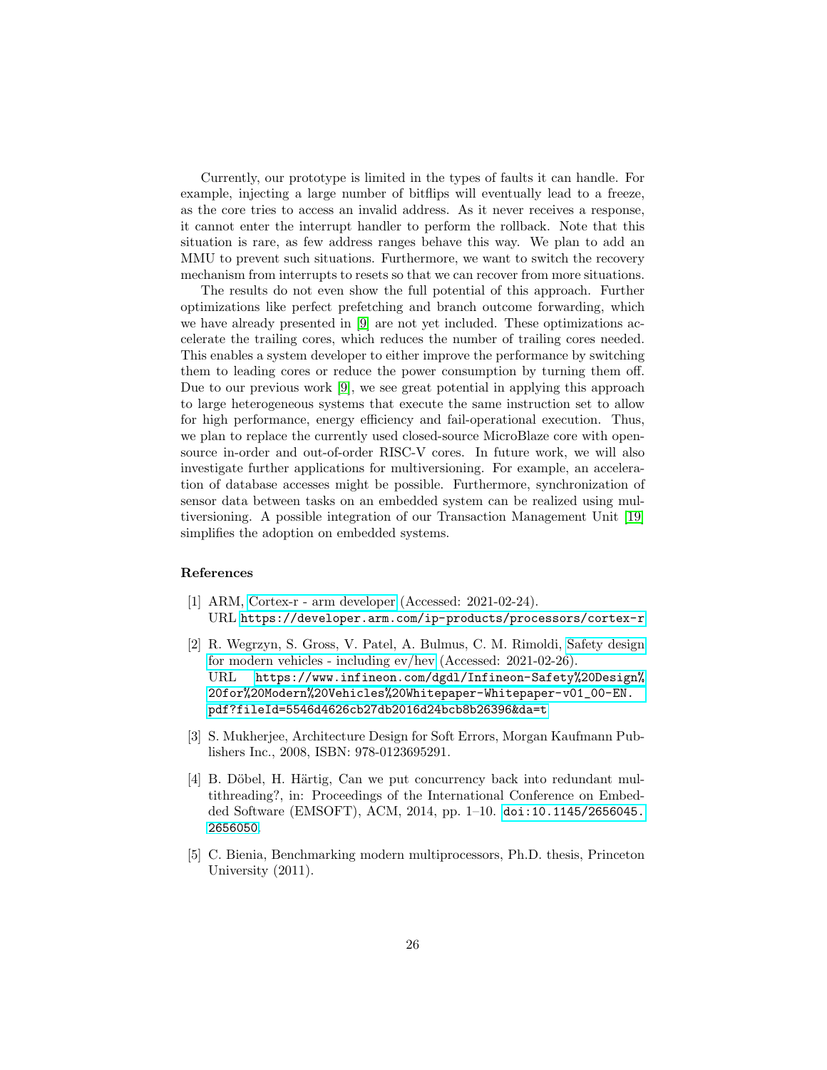Currently, our prototype is limited in the types of faults it can handle. For example, injecting a large number of bitflips will eventually lead to a freeze, as the core tries to access an invalid address. As it never receives a response, it cannot enter the interrupt handler to perform the rollback. Note that this situation is rare, as few address ranges behave this way. We plan to add an MMU to prevent such situations. Furthermore, we want to switch the recovery mechanism from interrupts to resets so that we can recover from more situations.

The results do not even show the full potential of this approach. Further optimizations like perfect prefetching and branch outcome forwarding, which we have already presented in [9] are not yet included. These optimizations accelerate the trailing cores, which reduces the number of trailing cores needed. This enables a system developer to either improve the performance by switching them to leading cores or reduce the power consumption by turning them off. Due to our previous work [9], we see great potential in applying this approach to large heterogeneous systems that execute the same instruction set to allow for high performance, energy efficiency and fail-operational execution. Thus, we plan to replace the currently used closed-source MicroBlaze core with open-source in-order and out-of-order RISC-V cores. In future work, we will also investigate further applications for multiversioning. For example, an acceleration of database accesses might be possible. Furthermore, synchronization of sensor data between tasks on an embedded system can be realized using multiversioning. A possible integration of our Transaction Management Unit [19] simplifies the adoption on embedded systems.

## References

[1] ARM, Cortex-r - arm developer (Accessed: 2021-02-24).
URL https://developer.arm.com/ip-products/processors/cortex-r

[2] R. Wegrzyn, S. Gross, V. Patel, A. Bulmus, C. M. Rimoldi, Safety design for modern vehicles - including ev/hev (Accessed: 2021-02-26).
URL https://www.infineon.com/dgdl/Infineon-Safety%20Design%20for%20Modern%20Vehicles%20Whitepaper-Whitepaper-v01_00-EN.pdf?fileId=5546d4626cb27db2016d24bcb8b26396&da=t

[3] S. Mukherjee, Architecture Design for Soft Errors, Morgan Kaufmann Publishers Inc., 2008, ISBN: 978-0123695291.

[4] B. Döbel, H. Härtig, Can we put concurrency back into redundant multithreading?, in: Proceedings of the International Conference on Embedded Software (EMSOFT), ACM, 2014, pp. 1–10. doi:10.1145/2656045.2656050.

[5] C. Bienia, Benchmarking modern multiprocessors, Ph.D. thesis, Princeton University (2011).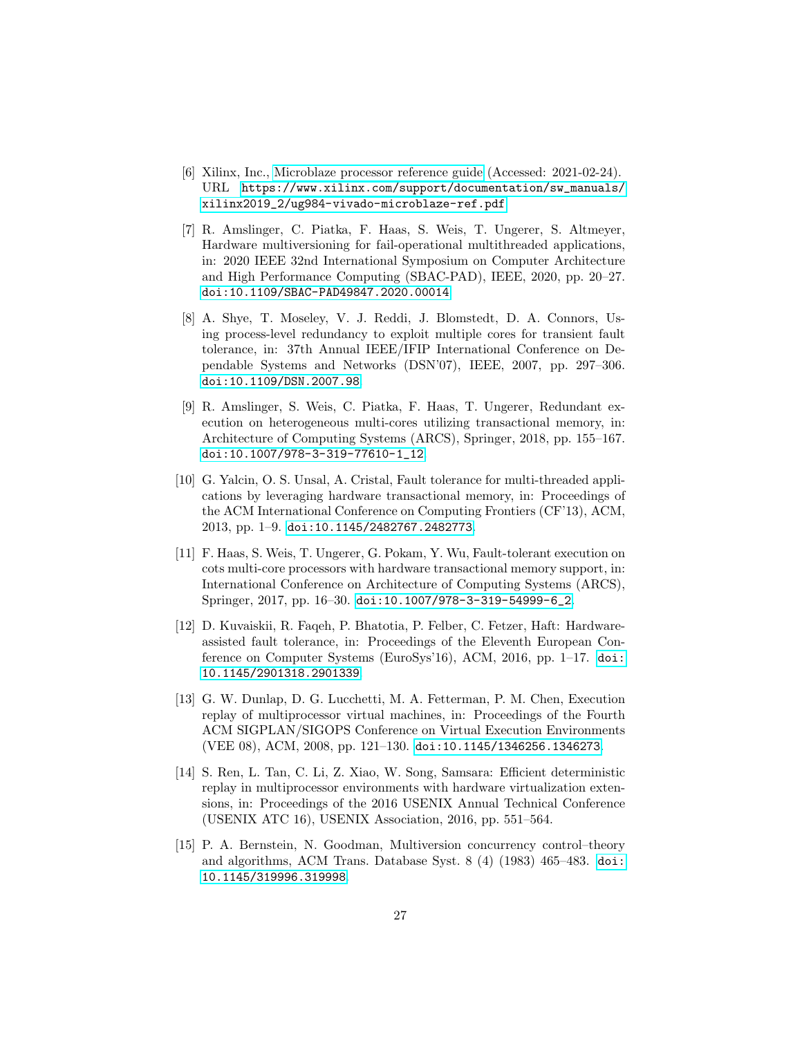[6] Xilinx, Inc., Microblaze processor reference guide (Accessed: 2021-02-24). URL https://www.xilinx.com/support/documentation/sw_manuals/xilinx2019_2/ug984-vivado-microblaze-ref.pdf

[7] R. Amslinger, C. Piatka, F. Haas, S. Weis, T. Ungerer, S. Altmeyer, Hardware multiversioning for fail-operational multithreaded applications, in: 2020 IEEE 32nd International Symposium on Computer Architecture and High Performance Computing (SBAC-PAD), IEEE, 2020, pp. 20–27. doi:10.1109/SBAC-PAD49847.2020.00014.

[8] A. Shye, T. Moseley, V. J. Reddi, J. Blomstedt, D. A. Connors, Using process-level redundancy to exploit multiple cores for transient fault tolerance, in: 37th Annual IEEE/IFIP International Conference on Dependable Systems and Networks (DSN'07), IEEE, 2007, pp. 297–306. doi:10.1109/DSN.2007.98.

[9] R. Amslinger, S. Weis, C. Piatka, F. Haas, T. Ungerer, Redundant execution on heterogeneous multi-cores utilizing transactional memory, in: Architecture of Computing Systems (ARCS), Springer, 2018, pp. 155–167. doi:10.1007/978-3-319-77610-1_12.

[10] G. Yalcin, O. S. Unsal, A. Cristal, Fault tolerance for multi-threaded applications by leveraging hardware transactional memory, in: Proceedings of the ACM International Conference on Computing Frontiers (CF'13), ACM, 2013, pp. 1–9. doi:10.1145/2482767.2482773.

[11] F. Haas, S. Weis, T. Ungerer, G. Pokam, Y. Wu, Fault-tolerant execution on cots multi-core processors with hardware transactional memory support, in: International Conference on Architecture of Computing Systems (ARCS), Springer, 2017, pp. 16–30. doi:10.1007/978-3-319-54999-6_2.

[12] D. Kuvaiskii, R. Faqeh, P. Bhatotia, P. Felber, C. Fetzer, Haft: Hardware-assisted fault tolerance, in: Proceedings of the Eleventh European Conference on Computer Systems (EuroSys'16), ACM, 2016, pp. 1–17. doi:10.1145/2901318.2901339.

[13] G. W. Dunlap, D. G. Lucchetti, M. A. Fetterman, P. M. Chen, Execution replay of multiprocessor virtual machines, in: Proceedings of the Fourth ACM SIGPLAN/SIGOPS Conference on Virtual Execution Environments (VEE 08), ACM, 2008, pp. 121–130. doi:10.1145/1346256.1346273.

[14] S. Ren, L. Tan, C. Li, Z. Xiao, W. Song, Samsara: Efficient deterministic replay in multiprocessor environments with hardware virtualization extensions, in: Proceedings of the 2016 USENIX Annual Technical Conference (USENIX ATC 16), USENIX Association, 2016, pp. 551–564.

[15] P. A. Bernstein, N. Goodman, Multiversion concurrency control–theory and algorithms, ACM Trans. Database Syst. 8 (4) (1983) 465–483. doi:10.1145/319996.319998.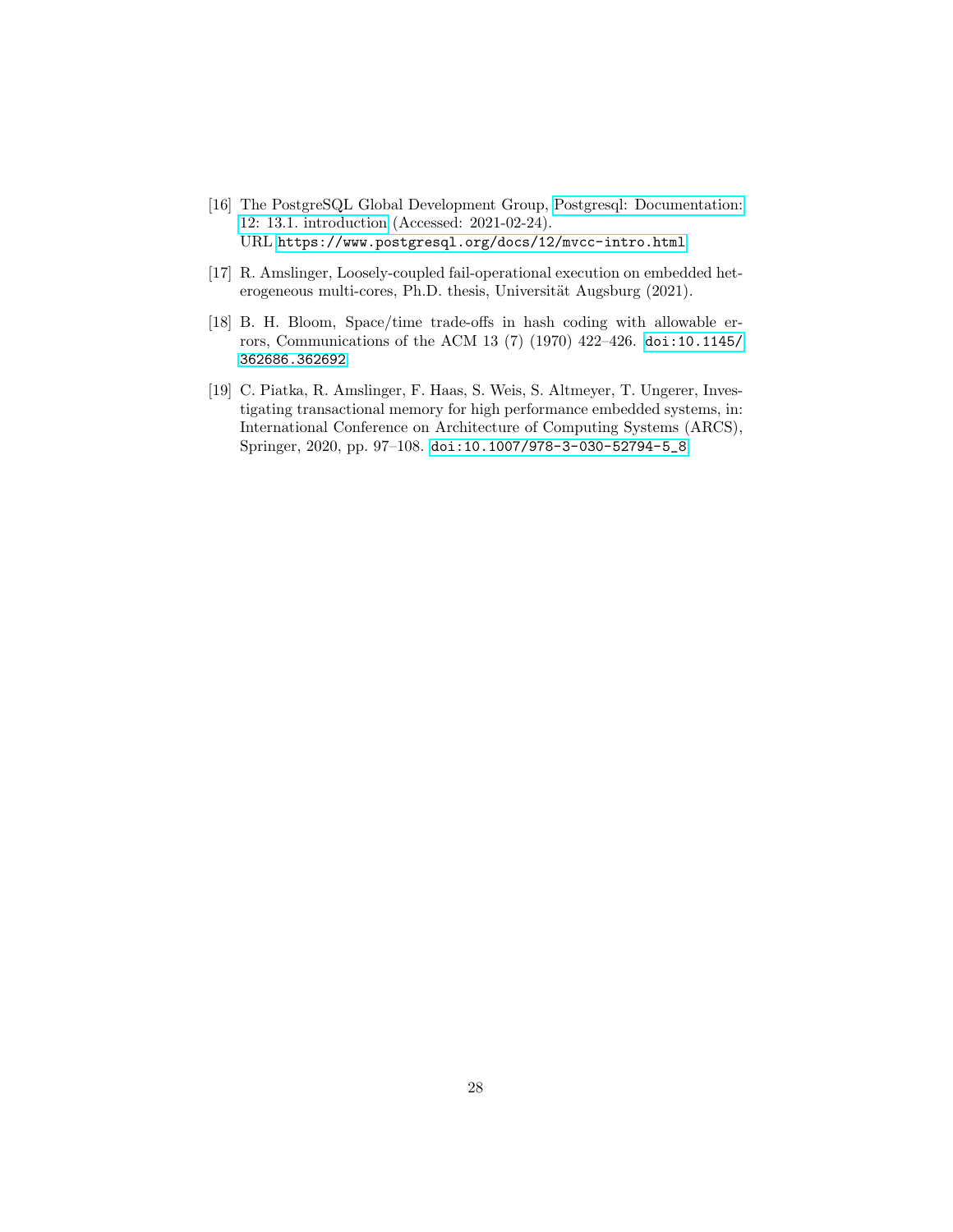[16] The PostgreSQL Global Development Group, Postgresql: Documentation: 12: 13.1. introduction (Accessed: 2021-02-24).
URL https://www.postgresql.org/docs/12/mvcc-intro.html

[17] R. Amslinger, Loosely-coupled fail-operational execution on embedded heterogeneous multi-cores, Ph.D. thesis, Universität Augsburg (2021).

[18] B. H. Bloom, Space/time trade-offs in hash coding with allowable errors, Communications of the ACM 13 (7) (1970) 422–426. doi:10.1145/362686.362692

[19] C. Piatka, R. Amslinger, F. Haas, S. Weis, S. Altmeyer, T. Ungerer, Investigating transactional memory for high performance embedded systems, in: International Conference on Architecture of Computing Systems (ARCS), Springer, 2020, pp. 97–108. doi:10.1007/978-3-030-52794-5_8